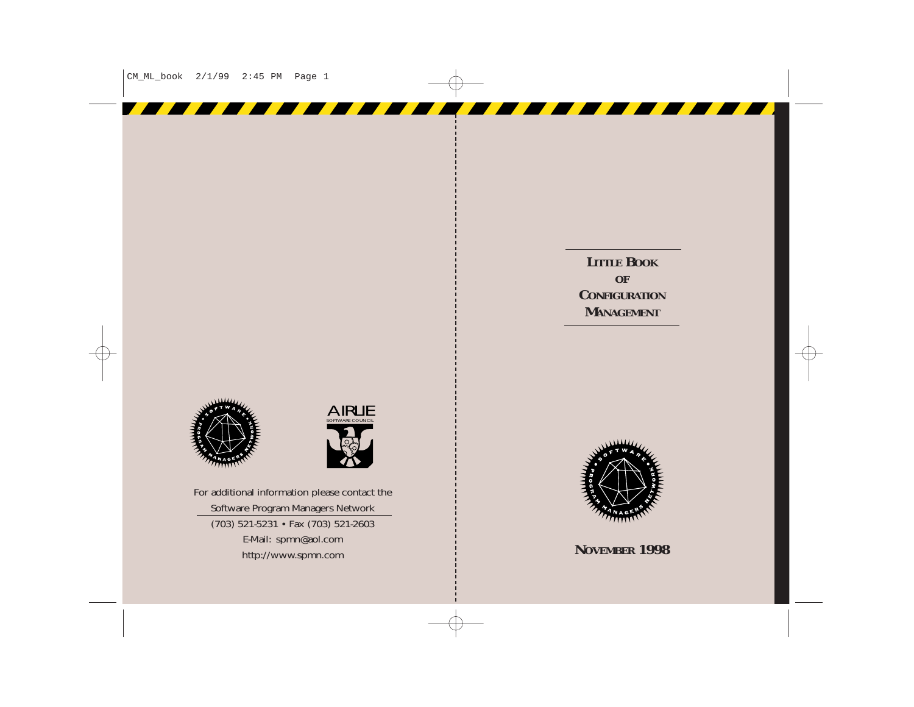# Little Book of Configuration Management

November 1998

For additional information please contact the

Software Program Managers Network

(703) 521-5231 • Fax (703) 521-2603

E-Mail: spmn@aol.com

http://www.spmn.com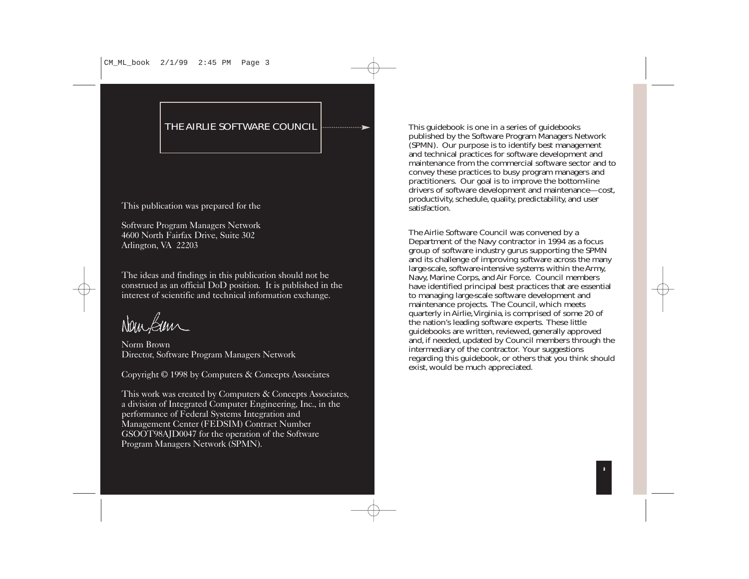THE AIRLIE SOFTWARE COUNCIL

This publication was prepared for the

Software Program Managers Network
4600 North Fairfax Drive, Suite 302
Arlington, VA 22203

The ideas and findings in this publication should not be construed as an official DoD position. It is published in the interest of scientific and technical information exchange.

Norm Brown
Director, Software Program Managers Network

Copyright © 1998 by Computers & Concepts Associates

This work was created by Computers & Concepts Associates, a division of Integrated Computer Engineering, Inc., in the performance of Federal Systems Integration and Management Center (FEDSIM) Contract Number GSOOT98AJD0047 for the operation of the Software Program Managers Network (SPMN).

This guidebook is one in a series of guidebooks published by the Software Program Managers Network (SPMN). Our purpose is to identify best management and technical practices for software development and maintenance from the commercial software sector and to convey these practices to busy program managers and practitioners. Our goal is to improve the bottom-line drivers of software development and maintenance—cost, productivity, schedule, quality, predictability, and user satisfaction.

The Airlie Software Council was convened by a Department of the Navy contractor in 1994 as a focus group of software industry gurus supporting the SPMN and its challenge of improving software across the many large-scale, software-intensive systems within the Army, Navy, Marine Corps, and Air Force. Council members have identified principal best practices that are essential to managing large-scale software development and maintenance projects. The Council, which meets quarterly in Airlie, Virginia, is comprised of some 20 of the nation's leading software experts. These little guidebooks are written, reviewed, generally approved and, if needed, updated by Council members through the intermediary of the contractor. Your suggestions regarding this guidebook, or others that you think should exist, would be much appreciated.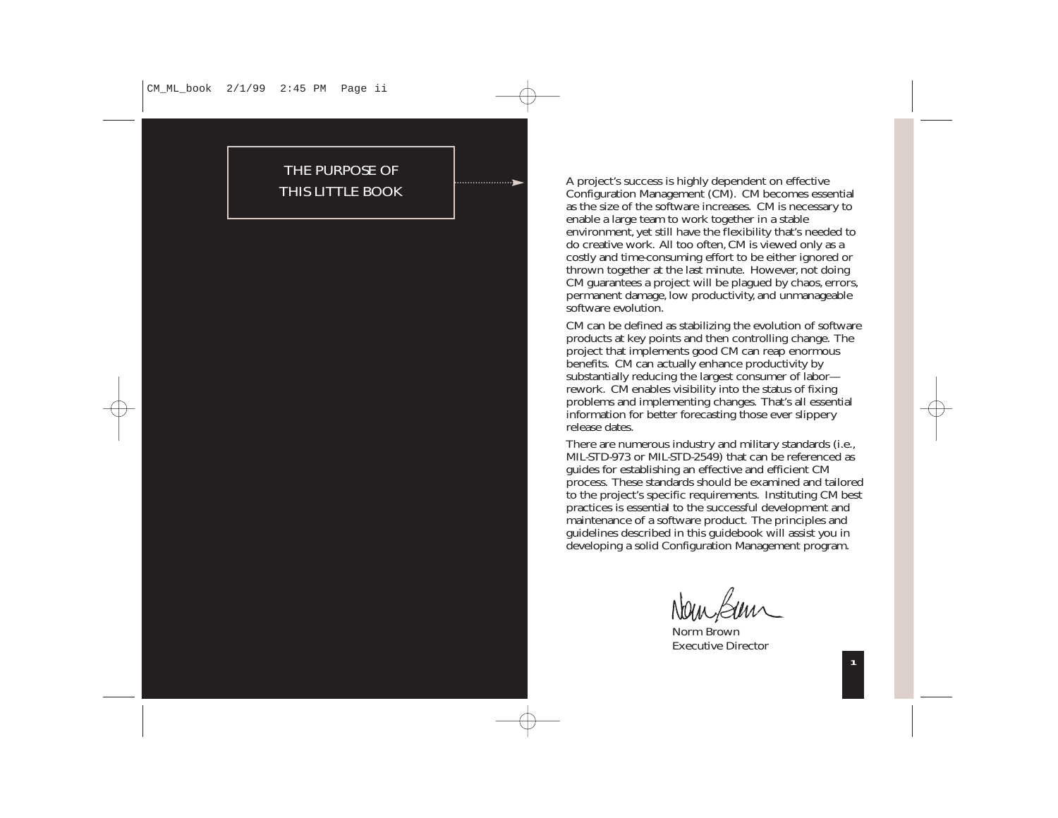# THE PURPOSE OF THIS LITTLE BOOK

A project's success is highly dependent on effective Configuration Management (CM). CM becomes essential as the size of the software increases. CM is necessary to enable a large team to work together in a stable environment, yet still have the flexibility that's needed to do creative work. All too often, CM is viewed only as a costly and time-consuming effort to be either ignored or thrown together at the last minute. However, not doing CM guarantees a project will be plagued by chaos, errors, permanent damage, low productivity, and unmanageable software evolution.

CM can be defined as stabilizing the evolution of software products at key points and then controlling change. The project that implements good CM can reap enormous benefits. CM can actually enhance productivity by substantially reducing the largest consumer of labor—rework. CM enables visibility into the status of fixing problems and implementing changes. That's all essential information for better forecasting those ever slippery release dates.

There are numerous industry and military standards (i.e., MIL-STD-973 or MIL-STD-2549) that can be referenced as guides for establishing an effective and efficient CM process. These standards should be examined and tailored to the project's specific requirements. Instituting CM best practices is essential to the successful development and maintenance of a software product. The principles and guidelines described in this guidebook will assist you in developing a solid Configuration Management program.

Norm Brown
Executive Director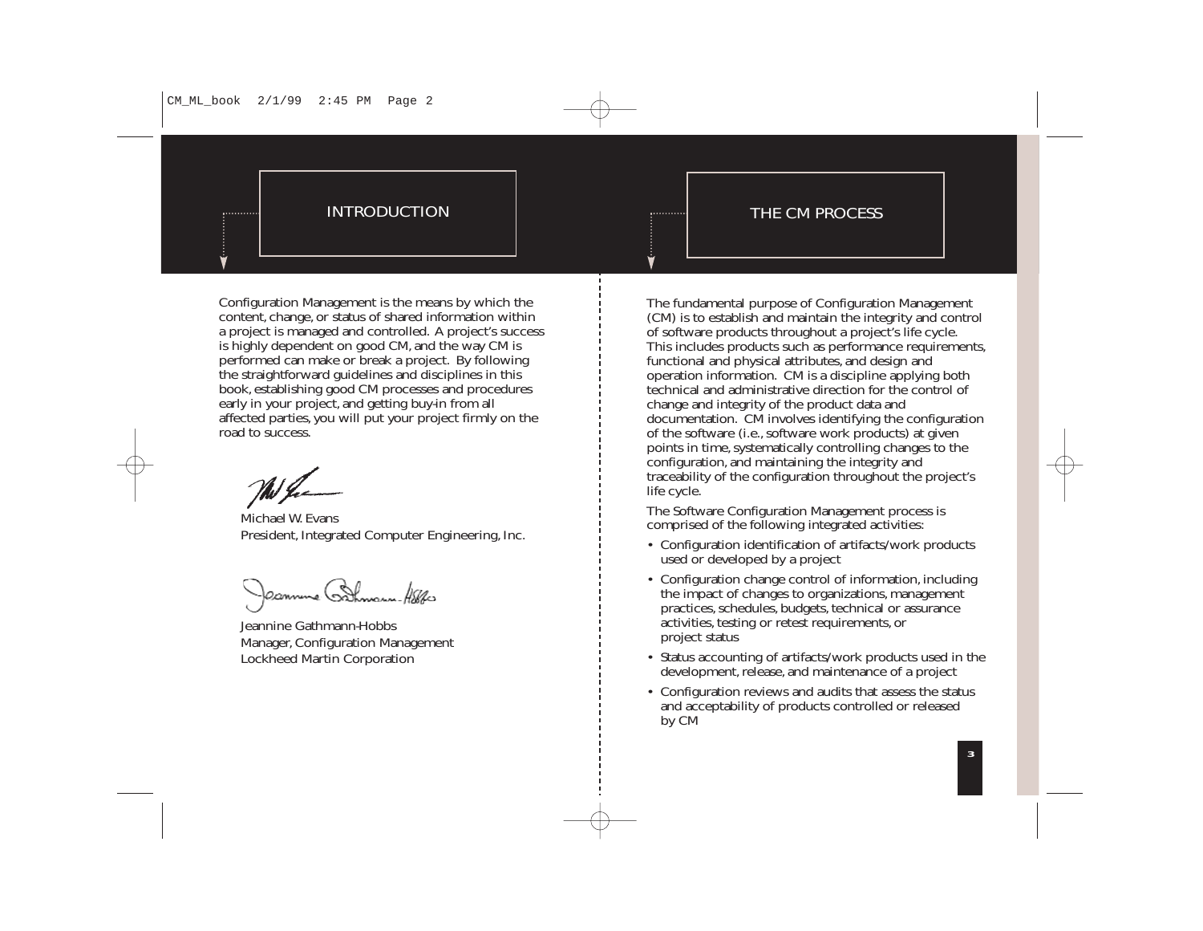## INTRODUCTION

Configuration Management is the means by which the content, change, or status of shared information within a project is managed and controlled. A project's success is highly dependent on good CM, and the way CM is performed can make or break a project. By following the straightforward guidelines and disciplines in this book, establishing good CM processes and procedures early in your project, and getting buy-in from all affected parties, you will put your project firmly on the road to success.

Michael W. Evans
President, Integrated Computer Engineering, Inc.

Jeannine Gathmann-Hobbs
Manager, Configuration Management
Lockheed Martin Corporation

## THE CM PROCESS

The fundamental purpose of Configuration Management (CM) is to establish and maintain the integrity and control of software products throughout a project's life cycle. This includes products such as performance requirements, functional and physical attributes, and design and operation information. CM is a discipline applying both technical and administrative direction for the control of change and integrity of the product data and documentation. CM involves identifying the configuration of the software (i.e., software work products) at given points in time, systematically controlling changes to the configuration, and maintaining the integrity and traceability of the configuration throughout the project's life cycle.

The Software Configuration Management process is comprised of the following integrated activities:

- Configuration identification of artifacts/work products used or developed by a project
- Configuration change control of information, including the impact of changes to organizations, management practices, schedules, budgets, technical or assurance activities, testing or retest requirements, or project status
- Status accounting of artifacts/work products used in the development, release, and maintenance of a project
- Configuration reviews and audits that assess the status and acceptability of products controlled or released by CM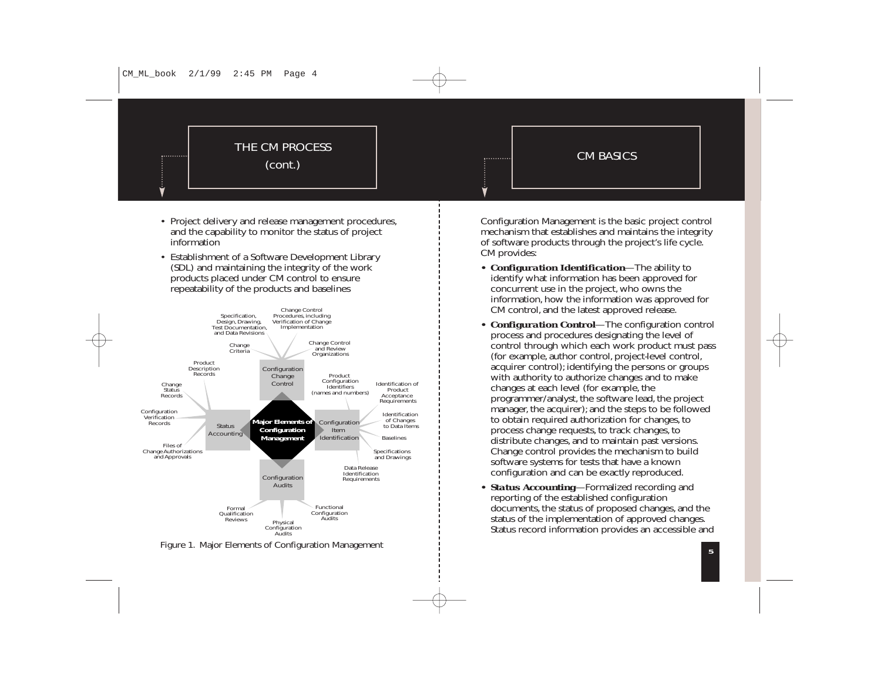## THE CM PROCESS (cont.)

- Project delivery and release management procedures, and the capability to monitor the status of project information
- Establishment of a Software Development Library (SDL) and maintaining the integrity of the work products placed under CM control to ensure repeatability of the products and baselines

Major Elements of Configuration Management

Configuration Change Control

Specification, Design, Drawing, Test Documentation, and Data Revisions

Change Control Procedures, including Verification of Change Implementation

Change Criteria

Change Control and Review Organizations

Configuration Item Identification

Product Configuration Identifiers (names and numbers)

Identification of Product Acceptance Requirements

Identification of Changes to Data Items

Baselines

Specifications and Drawings

Data Release Identification Requirements

Configuration Audits

Formal Qualification Reviews

Physical Configuration Audits

Functional Configuration Audits

Status Accounting

Product Description Records

Change Status Records

Configuration Verification Records

Files of Change Authorizations and Approvals

Figure 1. Major Elements of Configuration Management

## CM BASICS

Configuration Management is the basic project control mechanism that establishes and maintains the integrity of software products through the project's life cycle. CM provides:

- **Configuration Identification**—The ability to identify what information has been approved for concurrent use in the project, who owns the information, how the information was approved for CM control, and the latest approved release.
- **Configuration Control**—The configuration control process and procedures designating the level of control through which each work product must pass (for example, author control, project-level control, acquirer control); identifying the persons or groups with authority to authorize changes and to make changes at each level (for example, the programmer/analyst, the software lead, the project manager, the acquirer); and the steps to be followed to obtain required authorization for changes, to process change requests, to track changes, to distribute changes, and to maintain past versions. Change control provides the mechanism to build software systems for tests that have a known configuration and can be exactly reproduced.
- **Status Accounting**—Formalized recording and reporting of the established configuration documents, the status of proposed changes, and the status of the implementation of approved changes. Status record information provides an accessible and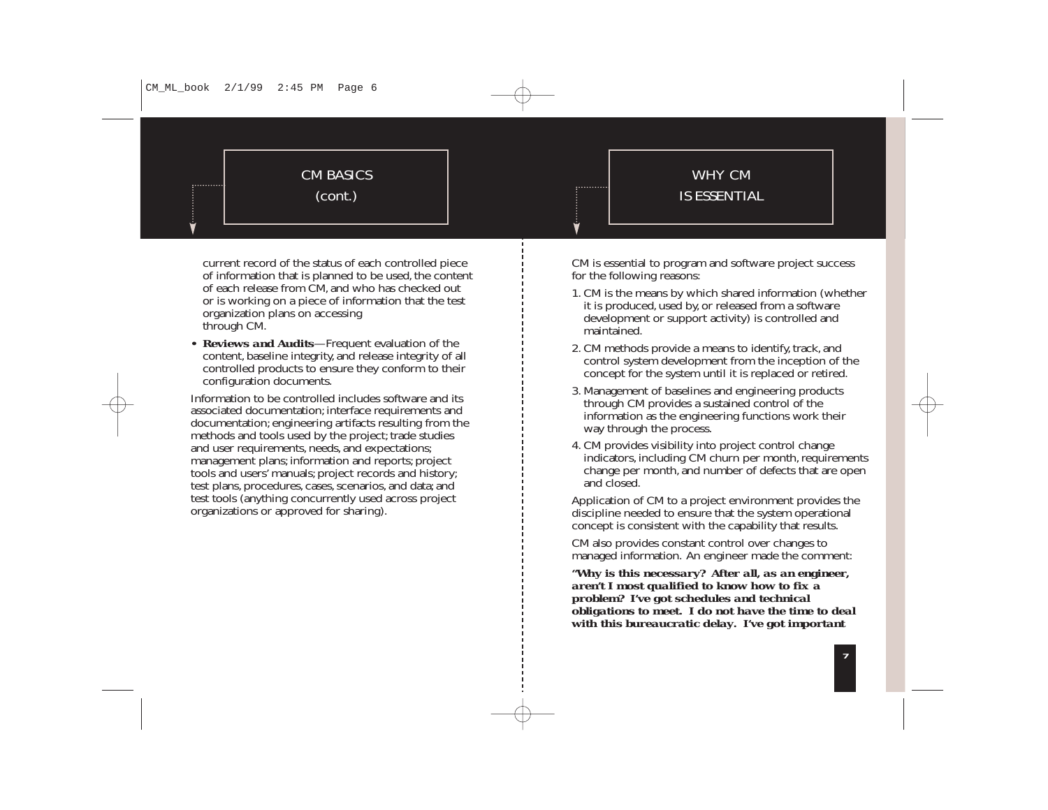## CM BASICS (cont.)

current record of the status of each controlled piece of information that is planned to be used, the content of each release from CM, and who has checked out or is working on a piece of information that the test organization plans on accessing through CM.

- **Reviews and Audits**—Frequent evaluation of the content, baseline integrity, and release integrity of all controlled products to ensure they conform to their configuration documents.

Information to be controlled includes software and its associated documentation; interface requirements and documentation; engineering artifacts resulting from the methods and tools used by the project; trade studies and user requirements, needs, and expectations; management plans; information and reports; project tools and users' manuals; project records and history; test plans, procedures, cases, scenarios, and data; and test tools (anything concurrently used across project organizations or approved for sharing).

## WHY CM IS ESSENTIAL

CM is essential to program and software project success for the following reasons:

1. CM is the means by which shared information (whether it is produced, used by, or released from a software development or support activity) is controlled and maintained.
2. CM methods provide a means to identify, track, and control system development from the inception of the concept for the system until it is replaced or retired.
3. Management of baselines and engineering products through CM provides a sustained control of the information as the engineering functions work their way through the process.
4. CM provides visibility into project control change indicators, including CM churn per month, requirements change per month, and number of defects that are open and closed.

Application of CM to a project environment provides the discipline needed to ensure that the system operational concept is consistent with the capability that results.

CM also provides constant control over changes to managed information. An engineer made the comment:

***"Why is this necessary? After all, as an engineer, aren't I most qualified to know how to fix a problem? I've got schedules and technical obligations to meet. I do not have the time to deal with this bureaucratic delay. I've got important***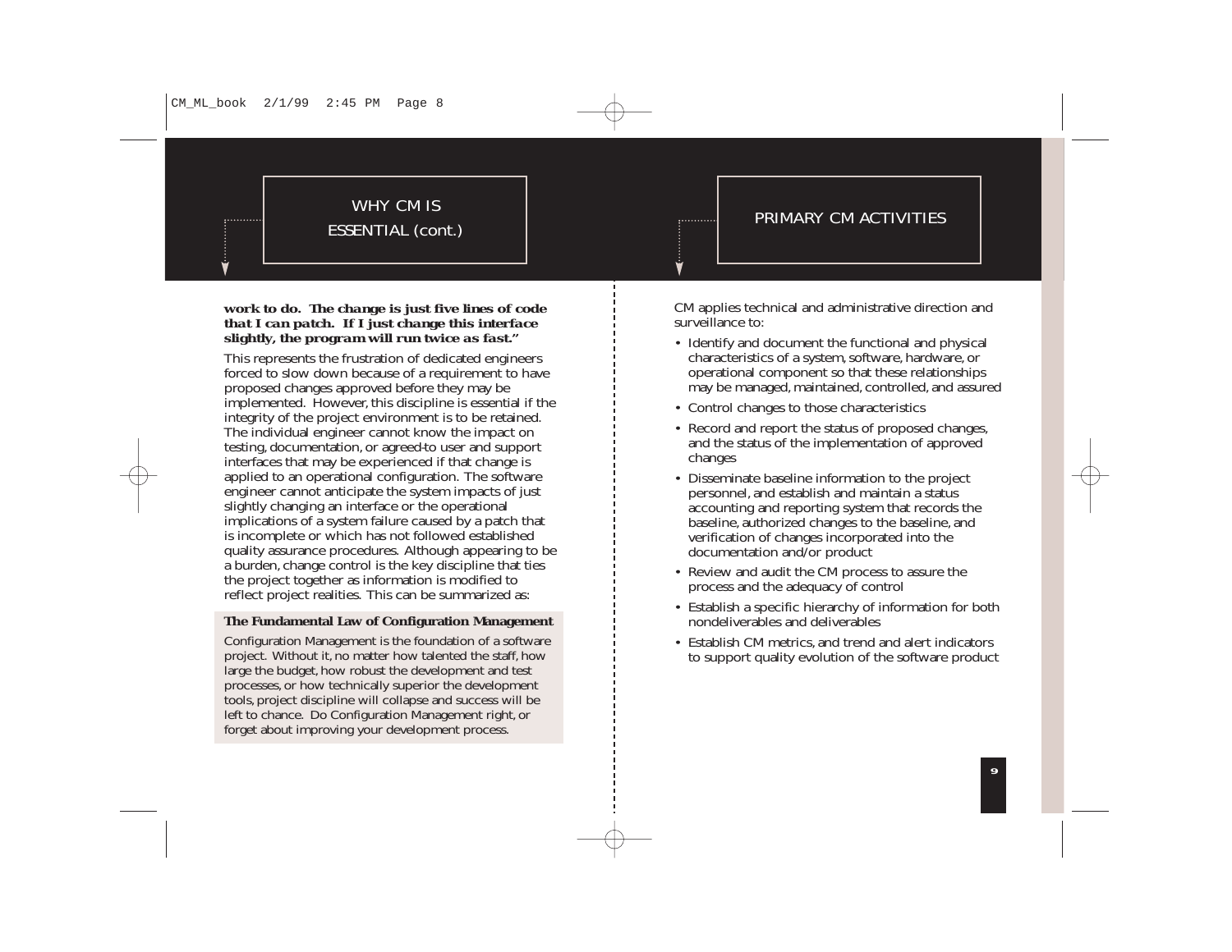## WHY CM IS ESSENTIAL (cont.)

**work to do. The change is just five lines of code that I can patch. If I just change this interface slightly, the program will run twice as fast."**

This represents the frustration of dedicated engineers forced to slow down because of a requirement to have proposed changes approved before they may be implemented. However, this discipline is essential if the integrity of the project environment is to be retained. The individual engineer cannot know the impact on testing, documentation, or agreed-to user and support interfaces that may be experienced if that change is applied to an operational configuration. The software engineer cannot anticipate the system impacts of just slightly changing an interface or the operational implications of a system failure caused by a patch that is incomplete or which has not followed established quality assurance procedures. Although appearing to be a burden, change control is the key discipline that ties the project together as information is modified to reflect project realities. This can be summarized as:

**The Fundamental Law of Configuration Management**

Configuration Management is the foundation of a software project. Without it, no matter how talented the staff, how large the budget, how robust the development and test processes, or how technically superior the development tools, project discipline will collapse and success will be left to chance. Do Configuration Management right, or forget about improving your development process.

## PRIMARY CM ACTIVITIES

CM applies technical and administrative direction and surveillance to:

- Identify and document the functional and physical characteristics of a system, software, hardware, or operational component so that these relationships may be managed, maintained, controlled, and assured
- Control changes to those characteristics
- Record and report the status of proposed changes, and the status of the implementation of approved changes
- Disseminate baseline information to the project personnel, and establish and maintain a status accounting and reporting system that records the baseline, authorized changes to the baseline, and verification of changes incorporated into the documentation and/or product
- Review and audit the CM process to assure the process and the adequacy of control
- Establish a specific hierarchy of information for both nondeliverables and deliverables
- Establish CM metrics, and trend and alert indicators to support quality evolution of the software product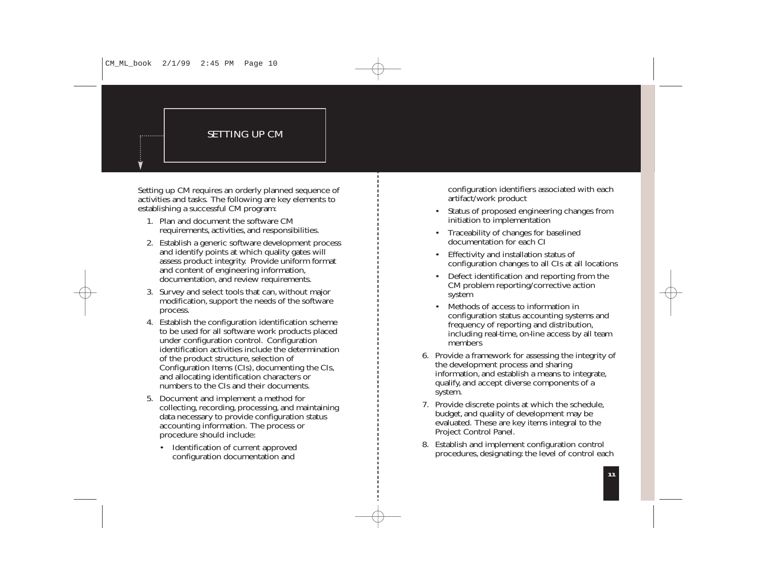# SETTING UP CM

Setting up CM requires an orderly planned sequence of activities and tasks. The following are key elements to establishing a successful CM program:

1. Plan and document the software CM requirements, activities, and responsibilities.
2. Establish a generic software development process and identify points at which quality gates will assess product integrity. Provide uniform format and content of engineering information, documentation, and review requirements.
3. Survey and select tools that can, without major modification, support the needs of the software process.
4. Establish the configuration identification scheme to be used for all software work products placed under configuration control. Configuration identification activities include the determination of the product structure, selection of Configuration Items (CIs), documenting the CIs, and allocating identification characters or numbers to the CIs and their documents.
5. Document and implement a method for collecting, recording, processing, and maintaining data necessary to provide configuration status accounting information. The process or procedure should include:
   - Identification of current approved configuration documentation and configuration identifiers associated with each artifact/work product
   - Status of proposed engineering changes from initiation to implementation
   - Traceability of changes for baselined documentation for each CI
   - Effectivity and installation status of configuration changes to all CIs at all locations
   - Defect identification and reporting from the CM problem reporting/corrective action system
   - Methods of access to information in configuration status accounting systems and frequency of reporting and distribution, including real-time, on-line access by all team members
6. Provide a framework for assessing the integrity of the development process and sharing information, and establish a means to integrate, qualify, and accept diverse components of a system.
7. Provide discrete points at which the schedule, budget, and quality of development may be evaluated. These are key items integral to the Project Control Panel.
8. Establish and implement configuration control procedures, designating: the level of control each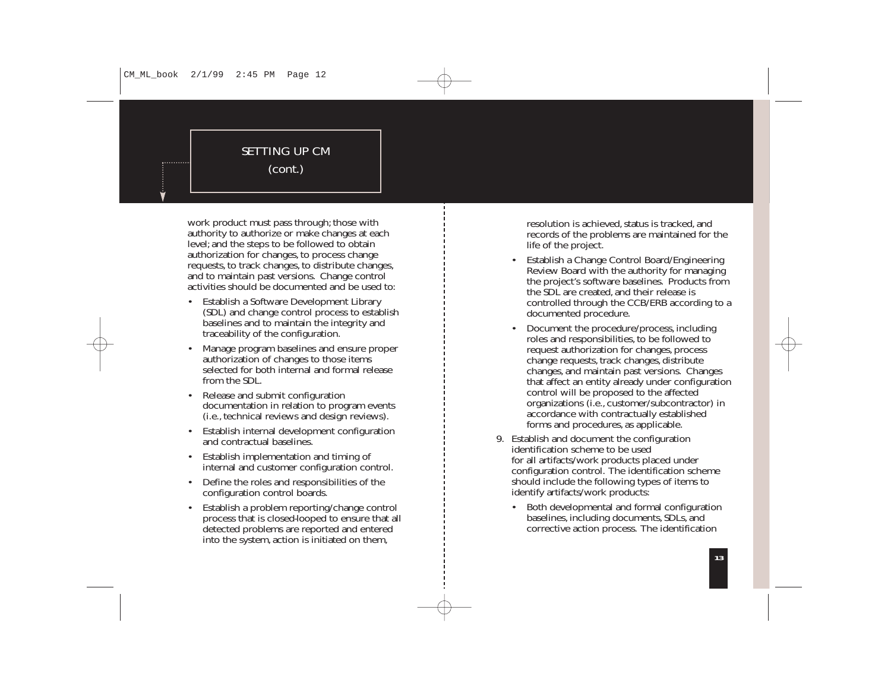## SETTING UP CM (cont.)

work product must pass through; those with authority to authorize or make changes at each level; and the steps to be followed to obtain authorization for changes, to process change requests, to track changes, to distribute changes, and to maintain past versions. Change control activities should be documented and be used to:

- Establish a Software Development Library (SDL) and change control process to establish baselines and to maintain the integrity and traceability of the configuration.
- Manage program baselines and ensure proper authorization of changes to those items selected for both internal and formal release from the SDL.
- Release and submit configuration documentation in relation to program events (i.e., technical reviews and design reviews).
- Establish internal development configuration and contractual baselines.
- Establish implementation and timing of internal and customer configuration control.
- Define the roles and responsibilities of the configuration control boards.
- Establish a problem reporting/change control process that is closed-looped to ensure that all detected problems are reported and entered into the system, action is initiated on them, resolution is achieved, status is tracked, and records of the problems are maintained for the life of the project.
- Establish a Change Control Board/Engineering Review Board with the authority for managing the project's software baselines. Products from the SDL are created, and their release is controlled through the CCB/ERB according to a documented procedure.
- Document the procedure/process, including roles and responsibilities, to be followed to request authorization for changes, process change requests, track changes, distribute changes, and maintain past versions. Changes that affect an entity already under configuration control will be proposed to the affected organizations (i.e., customer/subcontractor) in accordance with contractually established forms and procedures, as applicable.

9. Establish and document the configuration identification scheme to be used for all artifacts/work products placed under configuration control. The identification scheme should include the following types of items to identify artifacts/work products:
   - Both developmental and formal configuration baselines, including documents, SDLs, and corrective action process. The identification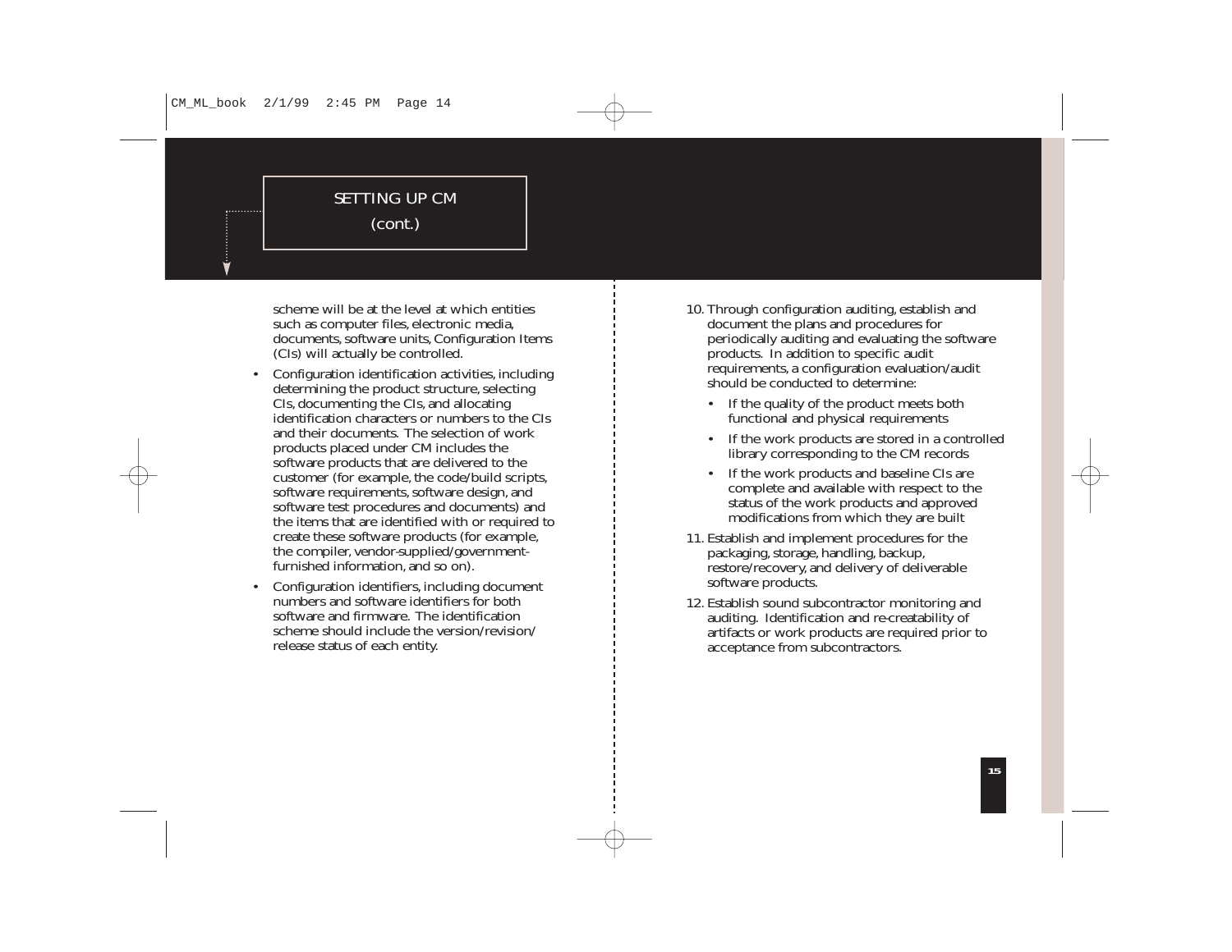## SETTING UP CM (cont.)

scheme will be at the level at which entities such as computer files, electronic media, documents, software units, Configuration Items (CIs) will actually be controlled.

- Configuration identification activities, including determining the product structure, selecting CIs, documenting the CIs, and allocating identification characters or numbers to the CIs and their documents. The selection of work products placed under CM includes the software products that are delivered to the customer (for example, the code/build scripts, software requirements, software design, and software test procedures and documents) and the items that are identified with or required to create these software products (for example, the compiler, vendor-supplied/government-furnished information, and so on).
- Configuration identifiers, including document numbers and software identifiers for both software and firmware. The identification scheme should include the version/revision/release status of each entity.

10. Through configuration auditing, establish and document the plans and procedures for periodically auditing and evaluating the software products. In addition to specific audit requirements, a configuration evaluation/audit should be conducted to determine:
    - If the quality of the product meets both functional and physical requirements
    - If the work products are stored in a controlled library corresponding to the CM records
    - If the work products and baseline CIs are complete and available with respect to the status of the work products and approved modifications from which they are built
11. Establish and implement procedures for the packaging, storage, handling, backup, restore/recovery, and delivery of deliverable software products.
12. Establish sound subcontractor monitoring and auditing. Identification and re-creatability of artifacts or work products are required prior to acceptance from subcontractors.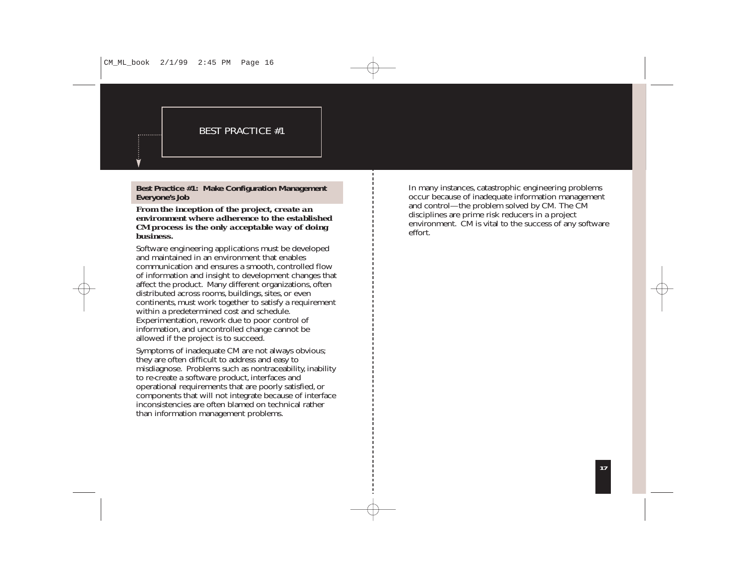# BEST PRACTICE #1

**Best Practice #1: Make Configuration Management Everyone's Job**

***From the inception of the project, create an environment where adherence to the established CM process is the only acceptable way of doing business.***

Software engineering applications must be developed and maintained in an environment that enables communication and ensures a smooth, controlled flow of information and insight to development changes that affect the product. Many different organizations, often distributed across rooms, buildings, sites, or even continents, must work together to satisfy a requirement within a predetermined cost and schedule. Experimentation, rework due to poor control of information, and uncontrolled change cannot be allowed if the project is to succeed.

Symptoms of inadequate CM are not always obvious; they are often difficult to address and easy to misdiagnose. Problems such as nontraceability, inability to re-create a software product, interfaces and operational requirements that are poorly satisfied, or components that will not integrate because of interface inconsistencies are often blamed on technical rather than information management problems.

In many instances, catastrophic engineering problems occur because of inadequate information management and control—the problem solved by CM. The CM disciplines are prime risk reducers in a project environment. CM is vital to the success of any software effort.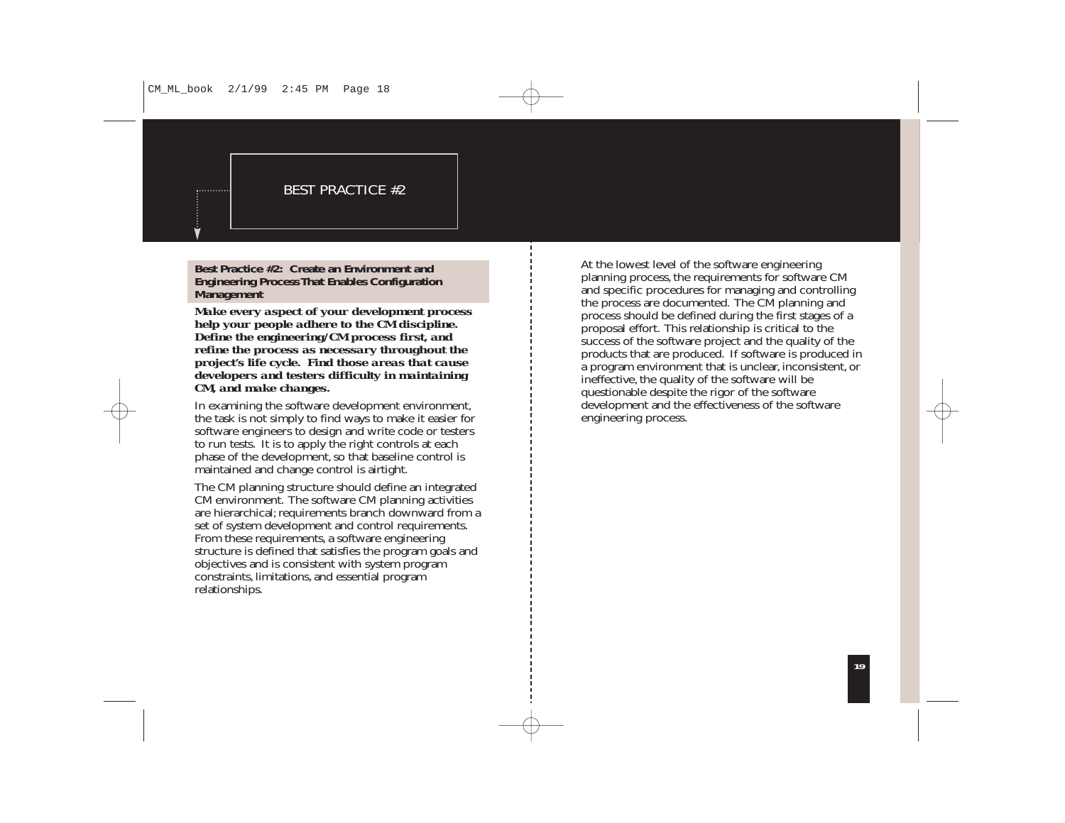# BEST PRACTICE #2

## Best Practice #2: Create an Environment and Engineering Process That Enables Configuration Management

***Make every aspect of your development process help your people adhere to the CM discipline. Define the engineering/CM process first, and refine the process as necessary throughout the project's life cycle. Find those areas that cause developers and testers difficulty in maintaining CM, and make changes.***

In examining the software development environment, the task is not simply to find ways to make it easier for software engineers to design and write code or testers to run tests. It is to apply the right controls at each phase of the development, so that baseline control is maintained and change control is airtight.

The CM planning structure should define an integrated CM environment. The software CM planning activities are hierarchical; requirements branch downward from a set of system development and control requirements. From these requirements, a software engineering structure is defined that satisfies the program goals and objectives and is consistent with system program constraints, limitations, and essential program relationships.

At the lowest level of the software engineering planning process, the requirements for software CM and specific procedures for managing and controlling the process are documented. The CM planning and process should be defined during the first stages of a proposal effort. This relationship is critical to the success of the software project and the quality of the products that are produced. If software is produced in a program environment that is unclear, inconsistent, or ineffective, the quality of the software will be questionable despite the rigor of the software development and the effectiveness of the software engineering process.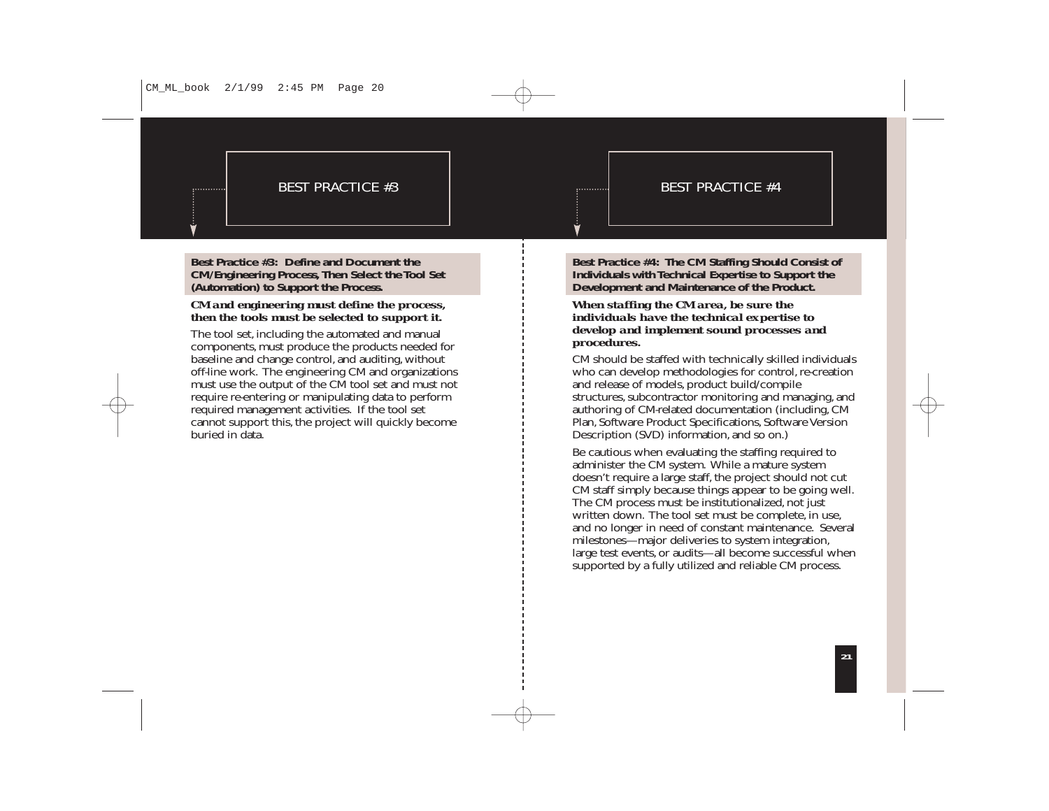## BEST PRACTICE #3

**Best Practice #3: Define and Document the CM/Engineering Process, Then Select the Tool Set (Automation) to Support the Process.**

***CM and engineering must define the process, then the tools must be selected to support it.***

The tool set, including the automated and manual components, must produce the products needed for baseline and change control, and auditing, without off-line work. The engineering CM and organizations must use the output of the CM tool set and must not require re-entering or manipulating data to perform required management activities. If the tool set cannot support this, the project will quickly become buried in data.

## BEST PRACTICE #4

**Best Practice #4: The CM Staffing Should Consist of Individuals with Technical Expertise to Support the Development and Maintenance of the Product.**

***When staffing the CM area, be sure the individuals have the technical expertise to develop and implement sound processes and procedures.***

CM should be staffed with technically skilled individuals who can develop methodologies for control, re-creation and release of models, product build/compile structures, subcontractor monitoring and managing, and authoring of CM-related documentation (including, CM Plan, Software Product Specifications, Software Version Description (SVD) information, and so on.)

Be cautious when evaluating the staffing required to administer the CM system. While a mature system doesn't require a large staff, the project should not cut CM staff simply because things appear to be going well. The CM process must be institutionalized, not just written down. The tool set must be complete, in use, and no longer in need of constant maintenance. Several milestones—major deliveries to system integration, large test events, or audits—all become successful when supported by a fully utilized and reliable CM process.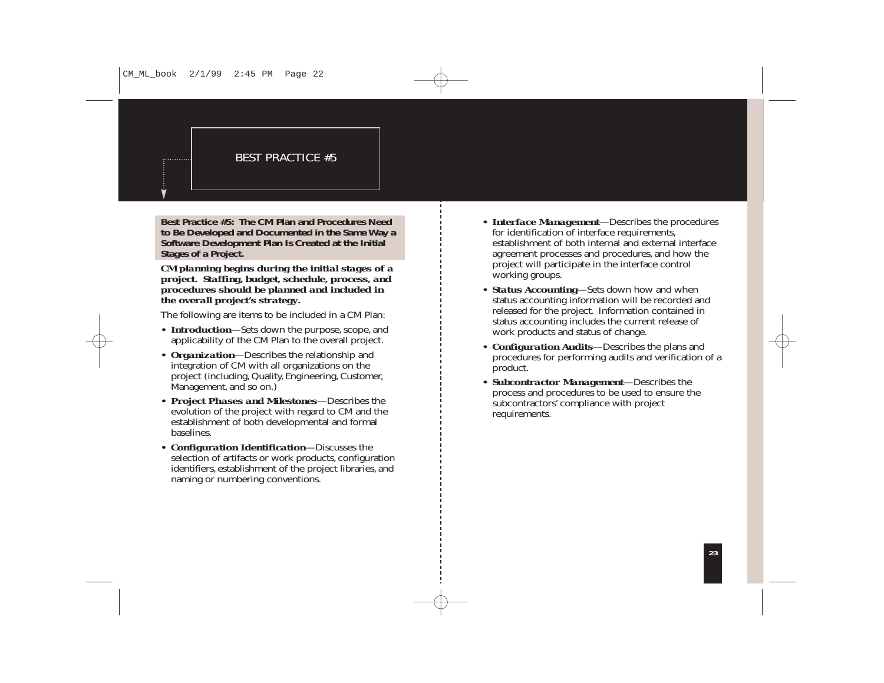# BEST PRACTICE #5

**Best Practice #5: The CM Plan and Procedures Need to Be Developed and Documented in the Same Way a Software Development Plan Is Created at the Initial Stages of a Project.**

***CM planning begins during the initial stages of a project. Staffing, budget, schedule, process, and procedures should be planned and included in the overall project's strategy.***

The following are items to be included in a CM Plan:

- ***Introduction***—Sets down the purpose, scope, and applicability of the CM Plan to the overall project.
- ***Organization***—Describes the relationship and integration of CM with all organizations on the project (including, Quality, Engineering, Customer, Management, and so on.)
- ***Project Phases and Milestones***—Describes the evolution of the project with regard to CM and the establishment of both developmental and formal baselines.
- ***Configuration Identification***—Discusses the selection of artifacts or work products, configuration identifiers, establishment of the project libraries, and naming or numbering conventions.
- ***Interface Management***—Describes the procedures for identification of interface requirements, establishment of both internal and external interface agreement processes and procedures, and how the project will participate in the interface control working groups.
- ***Status Accounting***—Sets down how and when status accounting information will be recorded and released for the project. Information contained in status accounting includes the current release of work products and status of change.
- ***Configuration Audits***—Describes the plans and procedures for performing audits and verification of a product.
- ***Subcontractor Management***—Describes the process and procedures to be used to ensure the subcontractors' compliance with project requirements.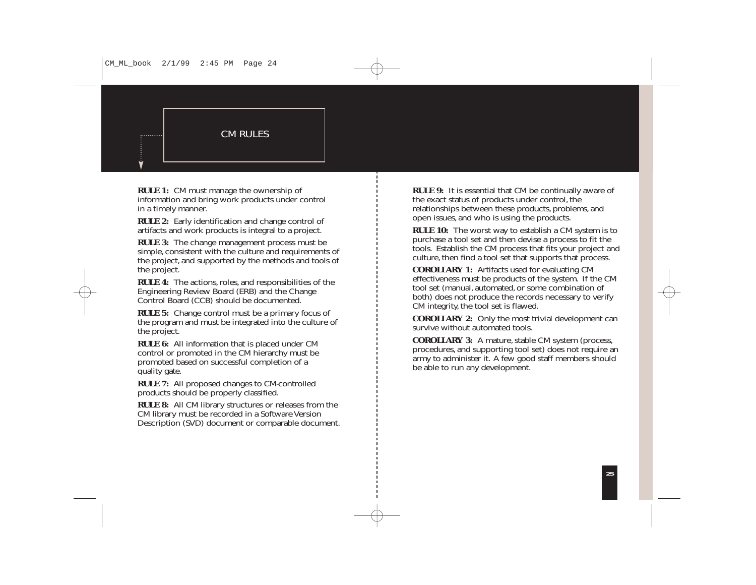# CM RULES

**RULE 1:** CM must manage the ownership of information and bring work products under control in a timely manner.

**RULE 2:** Early identification and change control of artifacts and work products is integral to a project.

**RULE 3:** The change management process must be simple, consistent with the culture and requirements of the project, and supported by the methods and tools of the project.

**RULE 4:** The actions, roles, and responsibilities of the Engineering Review Board (ERB) and the Change Control Board (CCB) should be documented.

**RULE 5:** Change control must be a primary focus of the program and must be integrated into the culture of the project.

**RULE 6:** All information that is placed under CM control or promoted in the CM hierarchy must be promoted based on successful completion of a quality gate.

**RULE 7:** All proposed changes to CM-controlled products should be properly classified.

**RULE 8:** All CM library structures or releases from the CM library must be recorded in a Software Version Description (SVD) document or comparable document.

**RULE 9:** It is essential that CM be continually aware of the exact status of products under control, the relationships between these products, problems, and open issues, and who is using the products.

**RULE 10:** The worst way to establish a CM system is to purchase a tool set and then devise a process to fit the tools. Establish the CM process that fits your project and culture, then find a tool set that supports that process.

**COROLLARY 1:** Artifacts used for evaluating CM effectiveness must be products of the system. If the CM tool set (manual, automated, or some combination of both) does not produce the records necessary to verify CM integrity, the tool set is flawed.

**COROLLARY 2:** Only the most trivial development can survive without automated tools.

**COROLLARY 3:** A mature, stable CM system (process, procedures, and supporting tool set) does not require an army to administer it. A few good staff members should be able to run any development.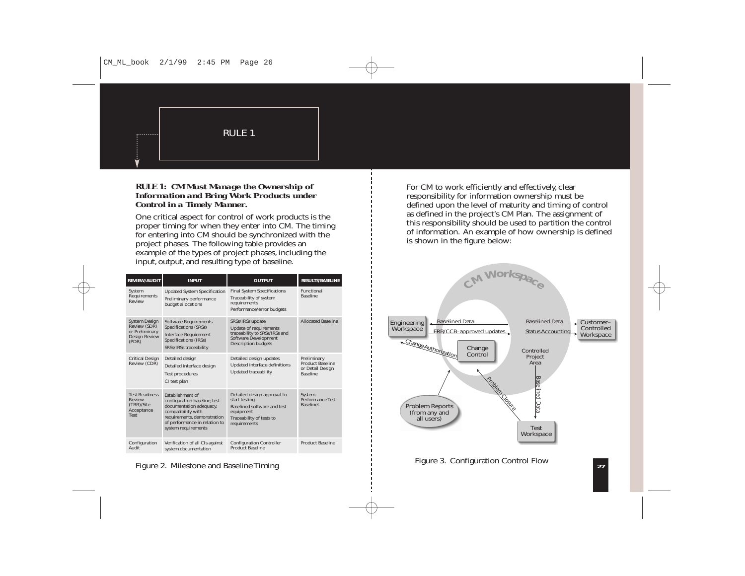# RULE 1

**RULE 1: CM Must Manage the Ownership of Information and Bring Work Products under Control in a Timely Manner.**

One critical aspect for control of work products is the proper timing for when they enter into CM. The timing for entering into CM should be synchronized with the project phases. The following table provides an example of the types of project phases, including the input, output, and resulting type of baseline.

| REVIEW/AUDIT | INPUT | OUTPUT | RESULTS/BASELINE |
|---|---|---|---|
| System Requirements Review | Updated System Specification<br>Preliminary performance budget allocations | Final System Specifications<br>Traceability of system requirements<br>Performance/error budgets | Functional Baseline |
| System Design Review (SDR) or Preliminary Design Review (PDR) | Software Requirements Specifications (SRSs)<br>Interface Requirement Specifications (IRSs)<br>SRSs/IRSs traceability | SRSs/IRSs update<br>Update of requirements traceability to SRSs/IRSs and Software Development Description budgets | Allocated Baseline |
| Critical Design Review (CDR) | Detailed design<br>Detailed interface design<br>Test procedures<br>CI test plan | Detailed design updates<br>Updated interface definitions<br>Updated traceability | Preliminary Product Baseline or Detail Design Baseline |
| Test Readiness Review (TRR)/Site Acceptance Test | Establishment of configuration baseline, test documentation adequacy, compatibility with requirements, demonstration of performance in relation to system requirements | Detailed design approval to start testing<br>Baselined software and test equipment<br>Traceability of tests to requirements | System Performance Test Baselinet |
| Configuration Audit | Verification of all CIs against system documentation | Configuration Controller Product Baseline | Product Baseline |

Figure 2. Milestone and Baseline Timing

For CM to work efficiently and effectively, clear responsibility for information ownership must be defined upon the level of maturity and timing of control as defined in the project's CM Plan. The assignment of this responsibility should be used to partition the control of information. An example of how ownership is defined is shown in the figure below:

CM Workspace
Engineering Workspace
Baselined Data
ERB/CCB–approved updates
Change Authorization
Change Control
Baselined Data
Status Accounting
Customer–Controlled Workspace
Controlled Project Area
Baselined Data
Problem Closure
Problem Reports (from any and all users)
Test Workspace

Figure 3. Configuration Control Flow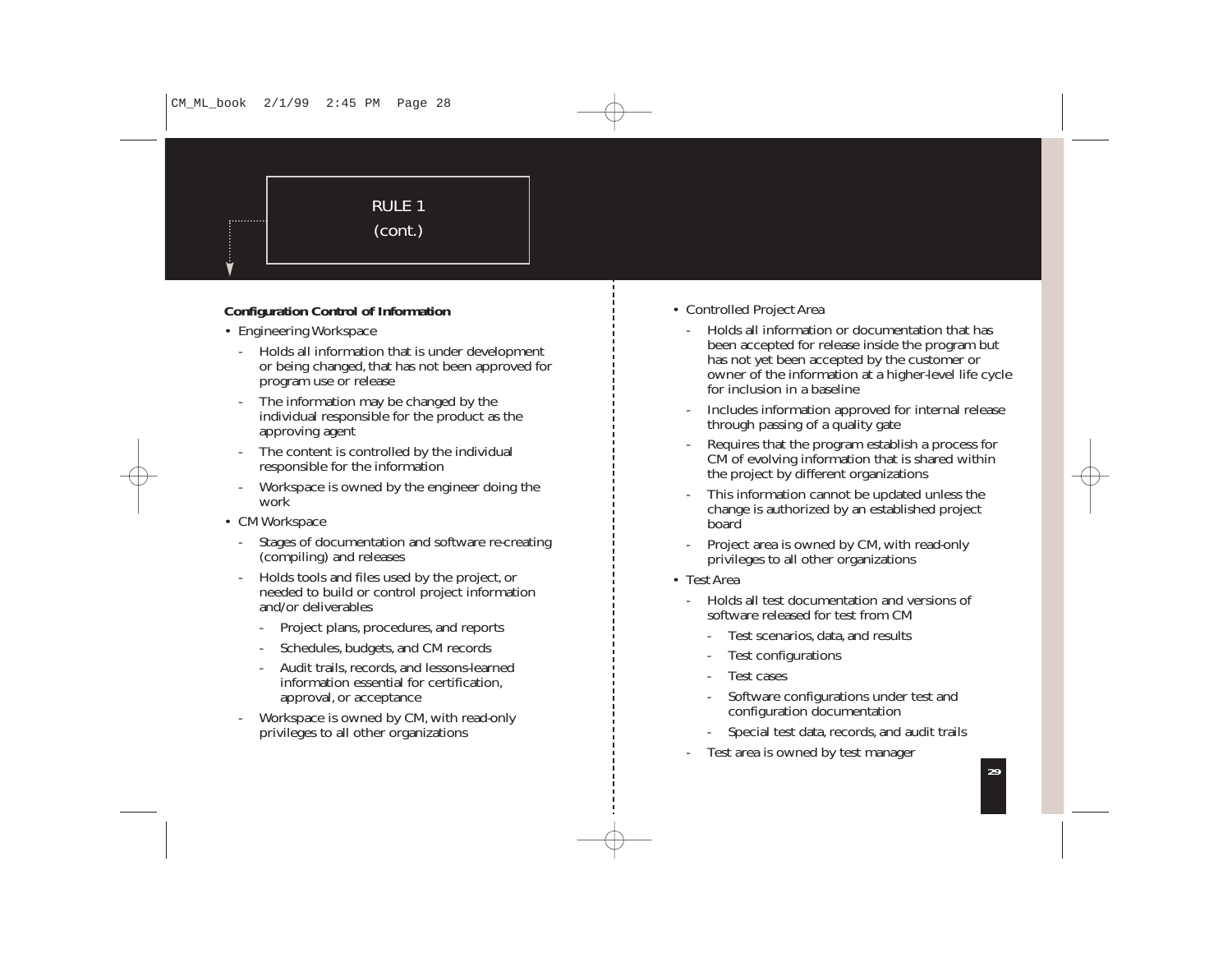## RULE 1 (cont.)

**Configuration Control of Information**

- Engineering Workspace
  - Holds all information that is under development or being changed, that has not been approved for program use or release
  - The information may be changed by the individual responsible for the product as the approving agent
  - The content is controlled by the individual responsible for the information
  - Workspace is owned by the engineer doing the work
- CM Workspace
  - Stages of documentation and software re-creating (compiling) and releases
  - Holds tools and files used by the project, or needed to build or control project information and/or deliverables
    - Project plans, procedures, and reports
    - Schedules, budgets, and CM records
    - Audit trails, records, and lessons-learned information essential for certification, approval, or acceptance
  - Workspace is owned by CM, with read-only privileges to all other organizations
- Controlled Project Area
  - Holds all information or documentation that has been accepted for release inside the program but has not yet been accepted by the customer or owner of the information at a higher-level life cycle for inclusion in a baseline
  - Includes information approved for internal release through passing of a quality gate
  - Requires that the program establish a process for CM of evolving information that is shared within the project by different organizations
  - This information cannot be updated unless the change is authorized by an established project board
  - Project area is owned by CM, with read-only privileges to all other organizations
- Test Area
  - Holds all test documentation and versions of software released for test from CM
    - Test scenarios, data, and results
    - Test configurations
    - Test cases
    - Software configurations under test and configuration documentation
    - Special test data, records, and audit trails
  - Test area is owned by test manager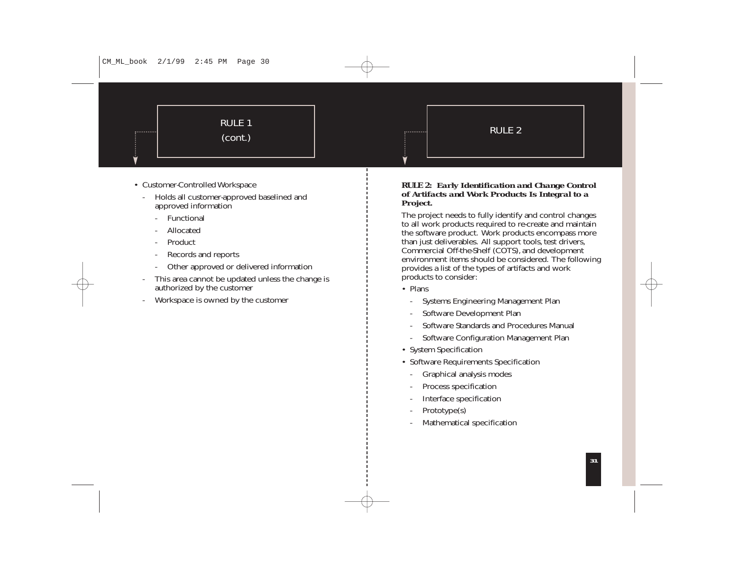## RULE 1 (cont.)

- Customer-Controlled Workspace
  - Holds all customer-approved baselined and approved information
    - Functional
    - Allocated
    - Product
    - Records and reports
    - Other approved or delivered information
  - This area cannot be updated unless the change is authorized by the customer
  - Workspace is owned by the customer

## RULE 2

**RULE 2: Early Identification and Change Control of Artifacts and Work Products Is Integral to a Project.**

The project needs to fully identify and control changes to all work products required to re-create and maintain the software product. Work products encompass more than just deliverables. All support tools, test drivers, Commercial Off-the-Shelf (COTS), and development environment items should be considered. The following provides a list of the types of artifacts and work products to consider:

- Plans
  - Systems Engineering Management Plan
  - Software Development Plan
  - Software Standards and Procedures Manual
  - Software Configuration Management Plan
- System Specification
- Software Requirements Specification
  - Graphical analysis modes
  - Process specification
  - Interface specification
  - Prototype(s)
  - Mathematical specification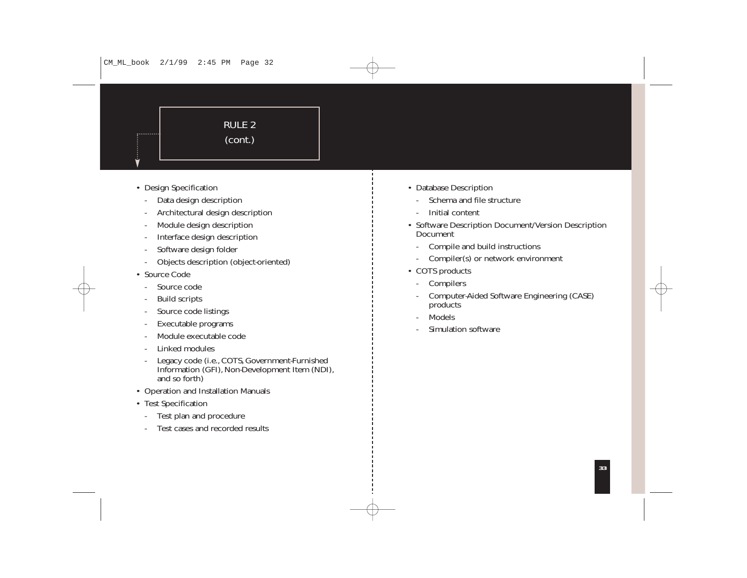## RULE 2 (cont.)

- Design Specification
  - Data design description
  - Architectural design description
  - Module design description
  - Interface design description
  - Software design folder
  - Objects description (object-oriented)
- Source Code
  - Source code
  - Build scripts
  - Source code listings
  - Executable programs
  - Module executable code
  - Linked modules
  - Legacy code (i.e., COTS, Government-Furnished Information (GFI), Non-Development Item (NDI), and so forth)
- Operation and Installation Manuals
- Test Specification
  - Test plan and procedure
  - Test cases and recorded results
- Database Description
  - Schema and file structure
  - Initial content
- Software Description Document/Version Description Document
  - Compile and build instructions
  - Compiler(s) or network environment
- COTS products
  - Compilers
  - Computer-Aided Software Engineering (CASE) products
  - Models
  - Simulation software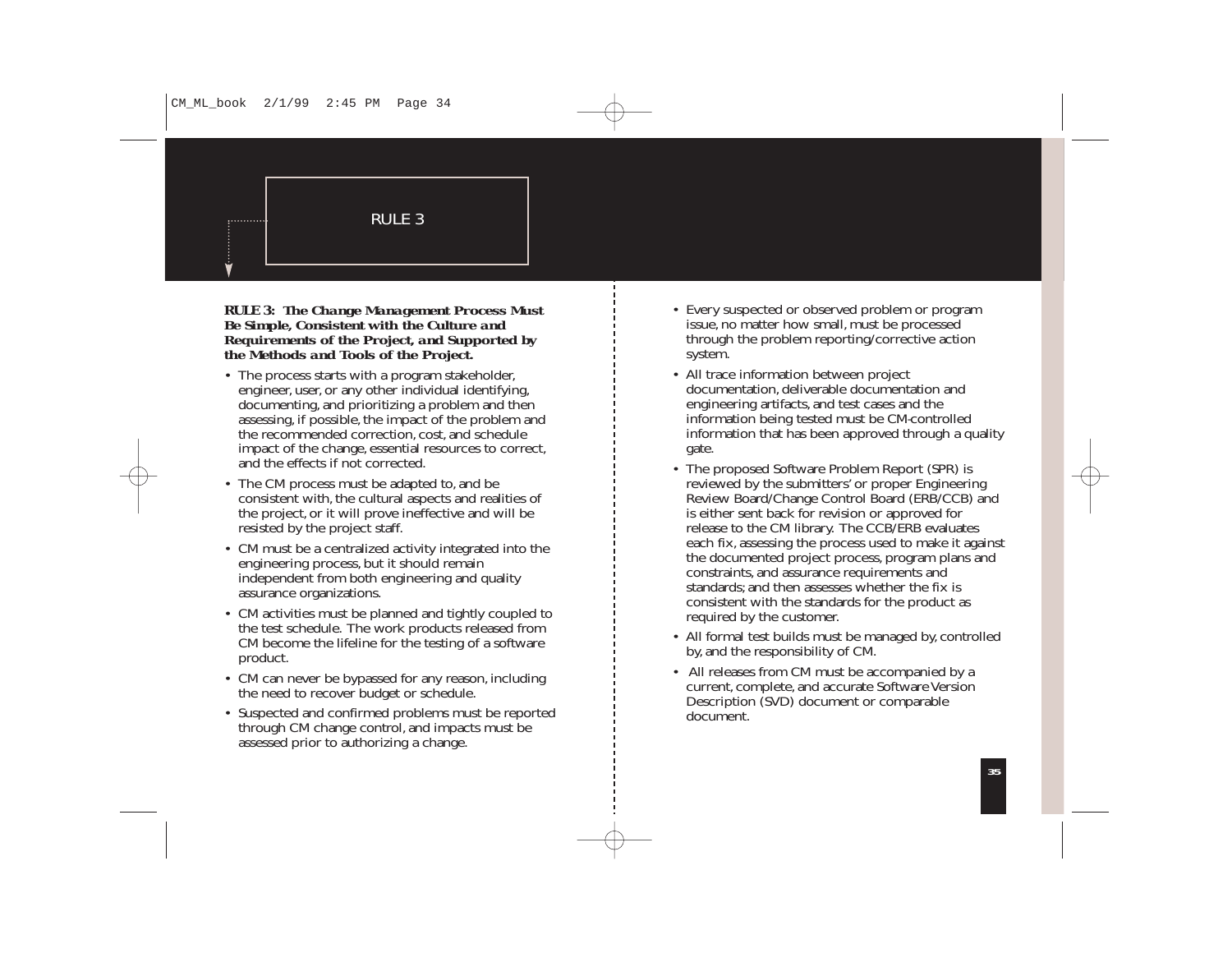# RULE 3

***RULE 3: The Change Management Process Must Be Simple, Consistent with the Culture and Requirements of the Project, and Supported by the Methods and Tools of the Project.***

- The process starts with a program stakeholder, engineer, user, or any other individual identifying, documenting, and prioritizing a problem and then assessing, if possible, the impact of the problem and the recommended correction, cost, and schedule impact of the change, essential resources to correct, and the effects if not corrected.
- The CM process must be adapted to, and be consistent with, the cultural aspects and realities of the project, or it will prove ineffective and will be resisted by the project staff.
- CM must be a centralized activity integrated into the engineering process, but it should remain independent from both engineering and quality assurance organizations.
- CM activities must be planned and tightly coupled to the test schedule. The work products released from CM become the lifeline for the testing of a software product.
- CM can never be bypassed for any reason, including the need to recover budget or schedule.
- Suspected and confirmed problems must be reported through CM change control, and impacts must be assessed prior to authorizing a change.
- Every suspected or observed problem or program issue, no matter how small, must be processed through the problem reporting/corrective action system.
- All trace information between project documentation, deliverable documentation and engineering artifacts, and test cases and the information being tested must be CM-controlled information that has been approved through a quality gate.
- The proposed Software Problem Report (SPR) is reviewed by the submitters' or proper Engineering Review Board/Change Control Board (ERB/CCB) and is either sent back for revision or approved for release to the CM library. The CCB/ERB evaluates each fix, assessing the process used to make it against the documented project process, program plans and constraints, and assurance requirements and standards; and then assesses whether the fix is consistent with the standards for the product as required by the customer.
- All formal test builds must be managed by, controlled by, and the responsibility of CM.
- All releases from CM must be accompanied by a current, complete, and accurate Software Version Description (SVD) document or comparable document.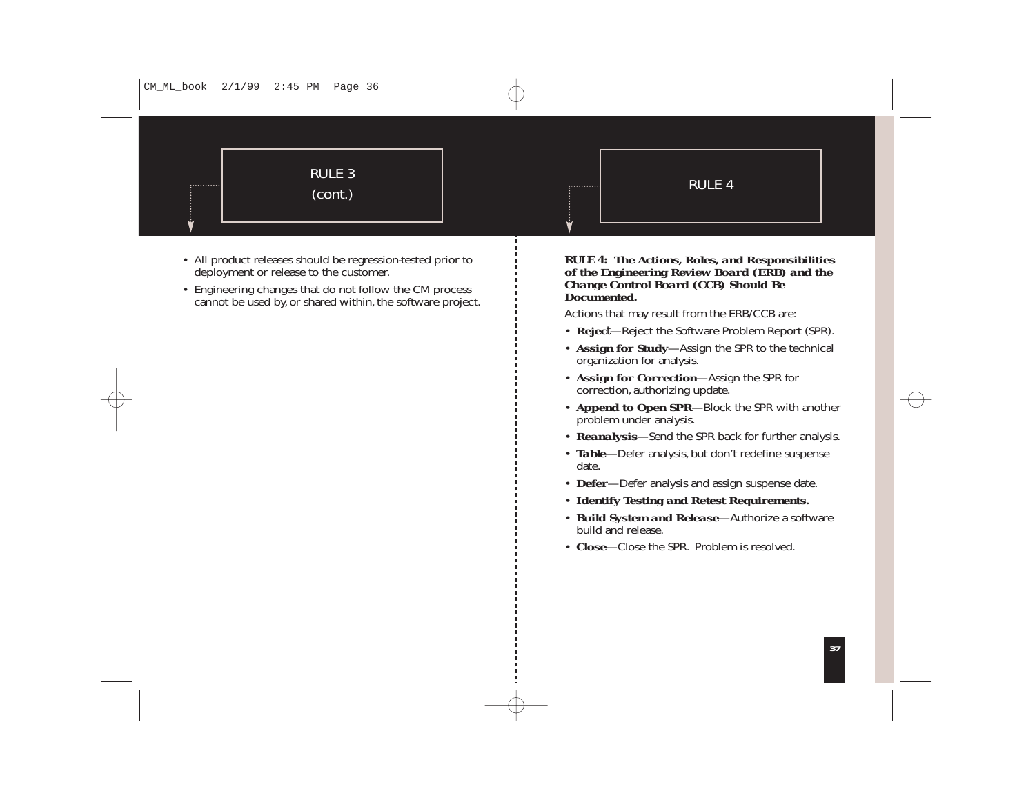## RULE 3 (cont.)

- All product releases should be regression-tested prior to deployment or release to the customer.
- Engineering changes that do not follow the CM process cannot be used by, or shared within, the software project.

## RULE 4

**RULE 4: The Actions, Roles, and Responsibilities of the Engineering Review Board (ERB) and the Change Control Board (CCB) Should Be Documented.**

Actions that may result from the ERB/CCB are:

- **Reject**—Reject the Software Problem Report (SPR).
- **Assign for Study**—Assign the SPR to the technical organization for analysis.
- **Assign for Correction**—Assign the SPR for correction, authorizing update.
- **Append to Open SPR**—Block the SPR with another problem under analysis.
- **Reanalysis**—Send the SPR back for further analysis.
- **Table**—Defer analysis, but don't redefine suspense date.
- **Defer**—Defer analysis and assign suspense date.
- **Identify Testing and Retest Requirements.**
- **Build System and Release**—Authorize a software build and release.
- **Close**—Close the SPR. Problem is resolved.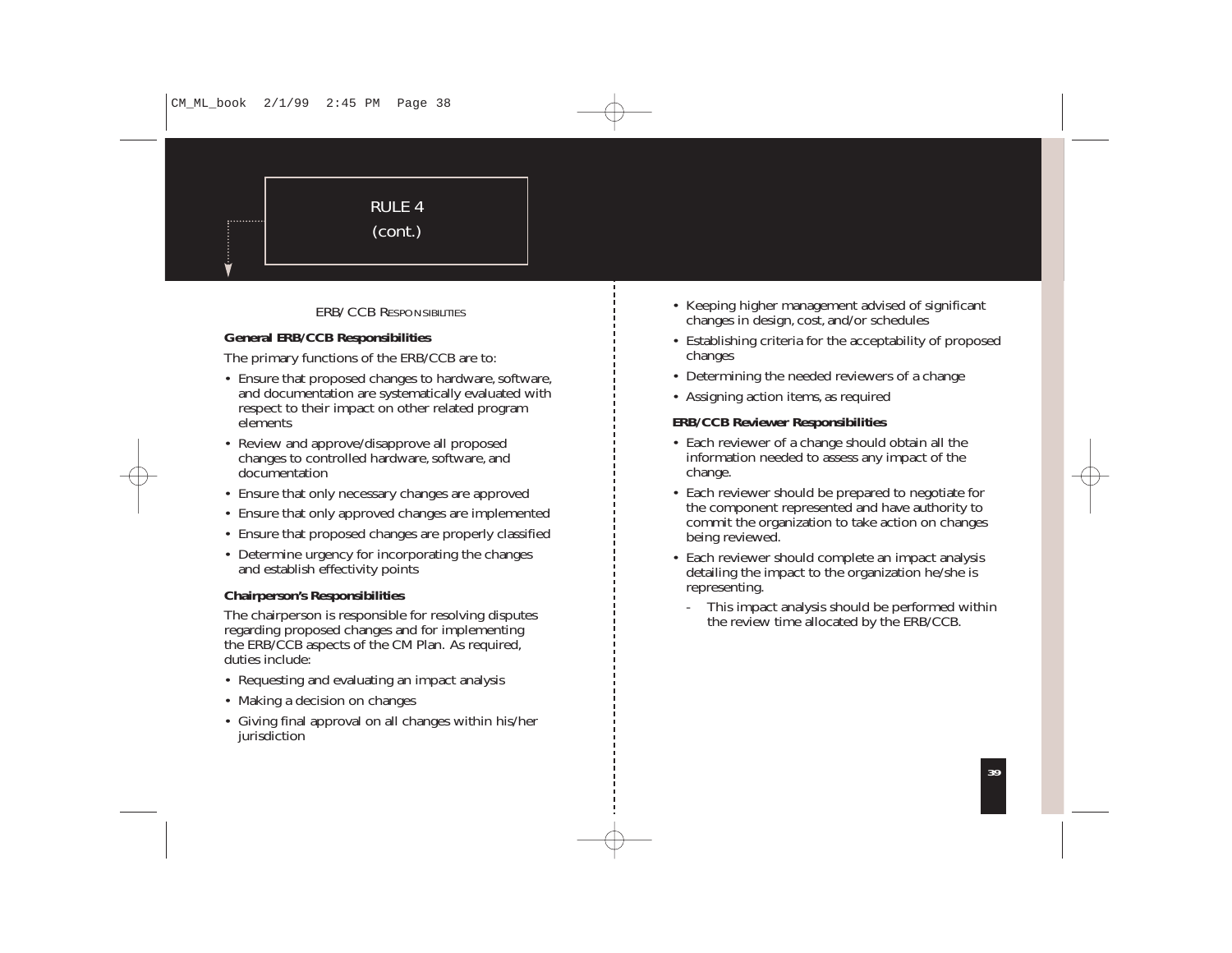# RULE 4 (cont.)

## ERB/CCB RESPONSIBILITIES

**General ERB/CCB Responsibilities**

The primary functions of the ERB/CCB are to:

- Ensure that proposed changes to hardware, software, and documentation are systematically evaluated with respect to their impact on other related program elements
- Review and approve/disapprove all proposed changes to controlled hardware, software, and documentation
- Ensure that only necessary changes are approved
- Ensure that only approved changes are implemented
- Ensure that proposed changes are properly classified
- Determine urgency for incorporating the changes and establish effectivity points

**Chairperson's Responsibilities**

The chairperson is responsible for resolving disputes regarding proposed changes and for implementing the ERB/CCB aspects of the CM Plan. As required, duties include:

- Requesting and evaluating an impact analysis
- Making a decision on changes
- Giving final approval on all changes within his/her jurisdiction
- Keeping higher management advised of significant changes in design, cost, and/or schedules
- Establishing criteria for the acceptability of proposed changes
- Determining the needed reviewers of a change
- Assigning action items, as required

**ERB/CCB Reviewer Responsibilities**

- Each reviewer of a change should obtain all the information needed to assess any impact of the change.
- Each reviewer should be prepared to negotiate for the component represented and have authority to commit the organization to take action on changes being reviewed.
- Each reviewer should complete an impact analysis detailing the impact to the organization he/she is representing.
  - This impact analysis should be performed within the review time allocated by the ERB/CCB.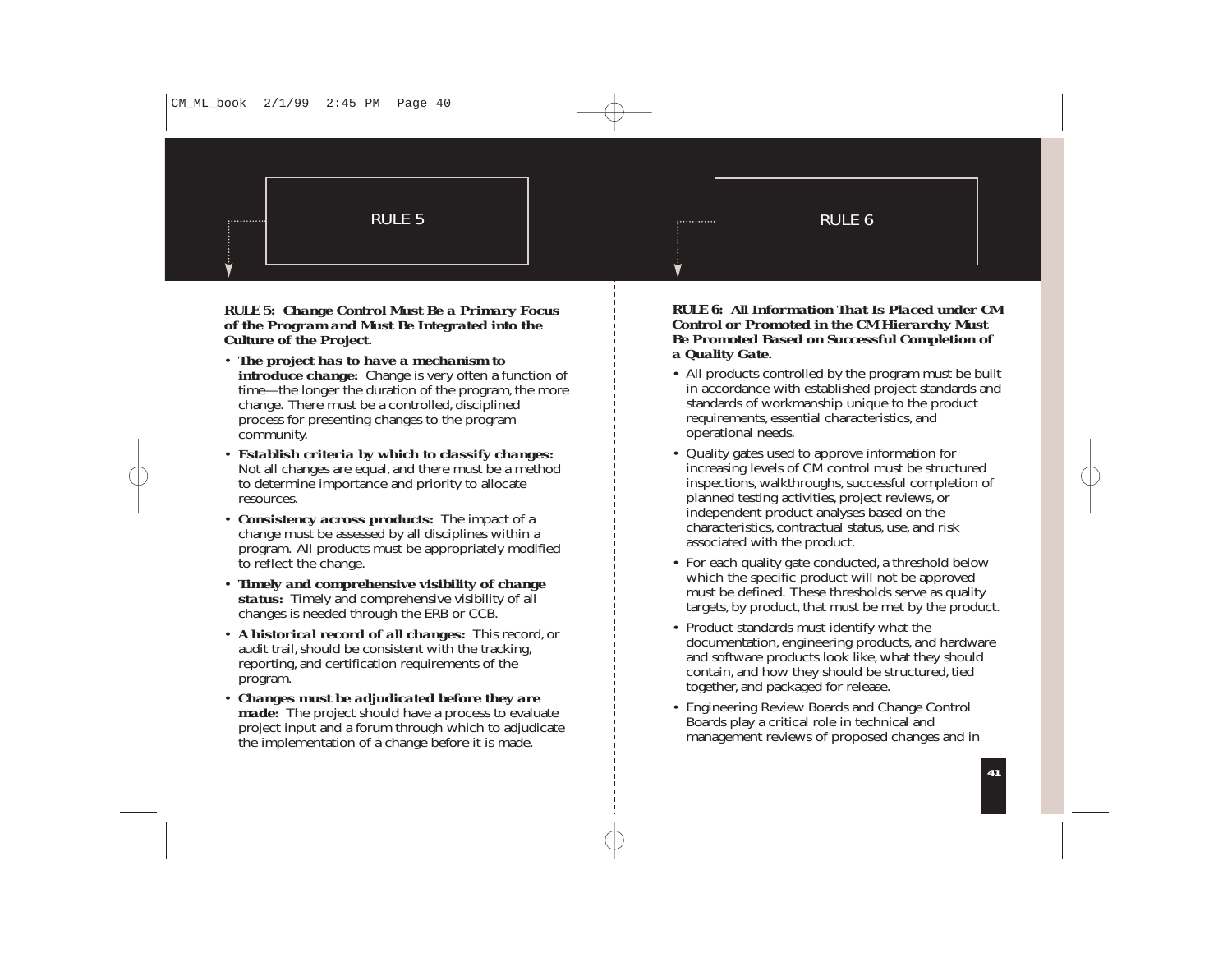## RULE 5

**RULE 5: Change Control Must Be a Primary Focus of the Program and Must Be Integrated into the Culture of the Project.**

- **The project has to have a mechanism to introduce change:** Change is very often a function of time—the longer the duration of the program, the more change. There must be a controlled, disciplined process for presenting changes to the program community.
- **Establish criteria by which to classify changes:** Not all changes are equal, and there must be a method to determine importance and priority to allocate resources.
- **Consistency across products:** The impact of a change must be assessed by all disciplines within a program. All products must be appropriately modified to reflect the change.
- **Timely and comprehensive visibility of change status:** Timely and comprehensive visibility of all changes is needed through the ERB or CCB.
- **A historical record of all changes:** This record, or audit trail, should be consistent with the tracking, reporting, and certification requirements of the program.
- **Changes must be adjudicated before they are made:** The project should have a process to evaluate project input and a forum through which to adjudicate the implementation of a change before it is made.

## RULE 6

**RULE 6: All Information That Is Placed under CM Control or Promoted in the CM Hierarchy Must Be Promoted Based on Successful Completion of a Quality Gate.**

- All products controlled by the program must be built in accordance with established project standards and standards of workmanship unique to the product requirements, essential characteristics, and operational needs.
- Quality gates used to approve information for increasing levels of CM control must be structured inspections, walkthroughs, successful completion of planned testing activities, project reviews, or independent product analyses based on the characteristics, contractual status, use, and risk associated with the product.
- For each quality gate conducted, a threshold below which the specific product will not be approved must be defined. These thresholds serve as quality targets, by product, that must be met by the product.
- Product standards must identify what the documentation, engineering products, and hardware and software products look like, what they should contain, and how they should be structured, tied together, and packaged for release.
- Engineering Review Boards and Change Control Boards play a critical role in technical and management reviews of proposed changes and in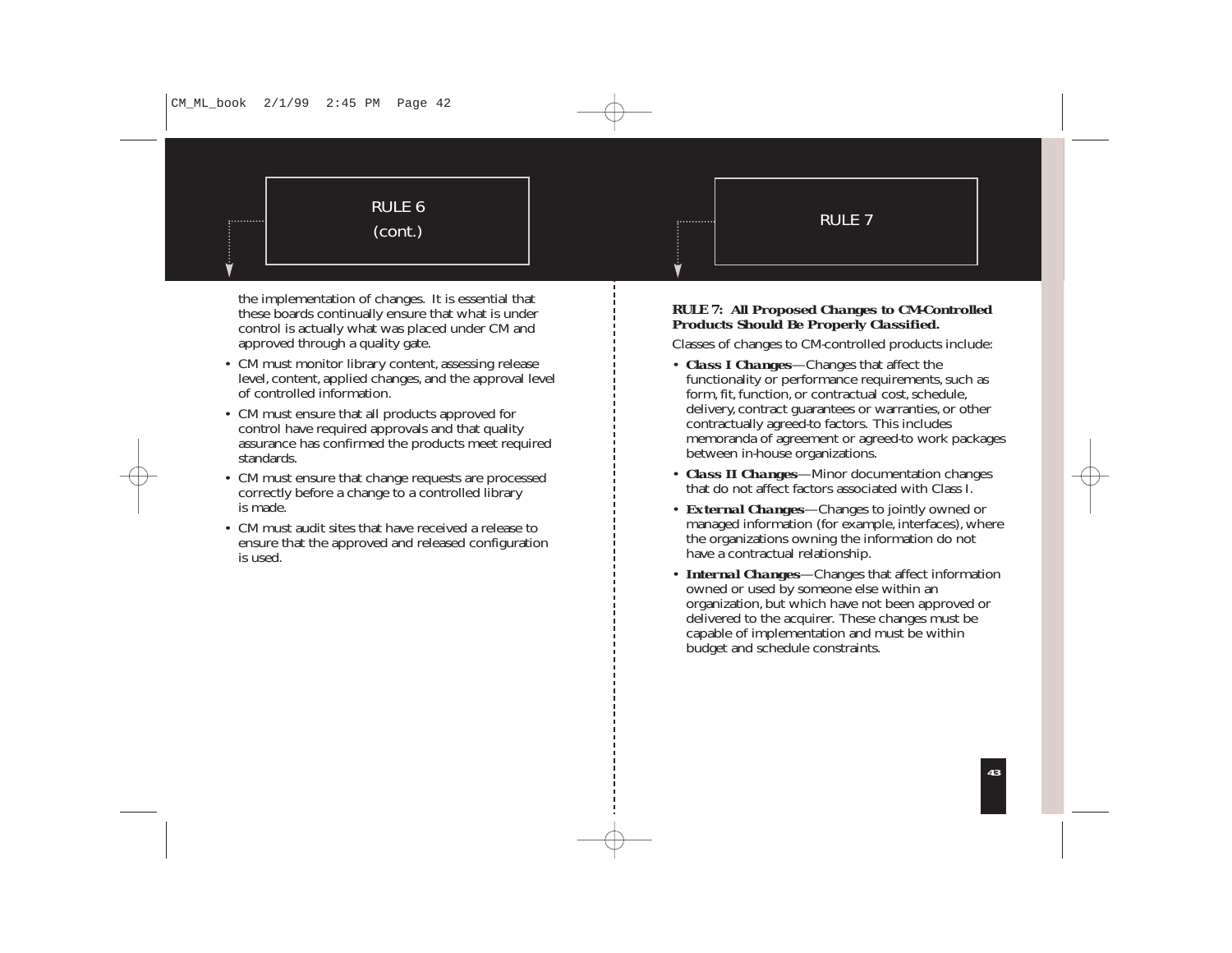## RULE 6 (cont.)

the implementation of changes. It is essential that these boards continually ensure that what is under control is actually what was placed under CM and approved through a quality gate.

- CM must monitor library content, assessing release level, content, applied changes, and the approval level of controlled information.
- CM must ensure that all products approved for control have required approvals and that quality assurance has confirmed the products meet required standards.
- CM must ensure that change requests are processed correctly before a change to a controlled library is made.
- CM must audit sites that have received a release to ensure that the approved and released configuration is used.

## RULE 7

**RULE 7: All Proposed Changes to CM-Controlled Products Should Be Properly Classified.**

Classes of changes to CM-controlled products include:

- **Class I Changes**—Changes that affect the functionality or performance requirements, such as form, fit, function, or contractual cost, schedule, delivery, contract guarantees or warranties, or other contractually agreed-to factors. This includes memoranda of agreement or agreed-to work packages between in-house organizations.
- **Class II Changes**—Minor documentation changes that do not affect factors associated with Class I.
- **External Changes**—Changes to jointly owned or managed information (for example, interfaces), where the organizations owning the information do not have a contractual relationship.
- **Internal Changes**—Changes that affect information owned or used by someone else within an organization, but which have not been approved or delivered to the acquirer. These changes must be capable of implementation and must be within budget and schedule constraints.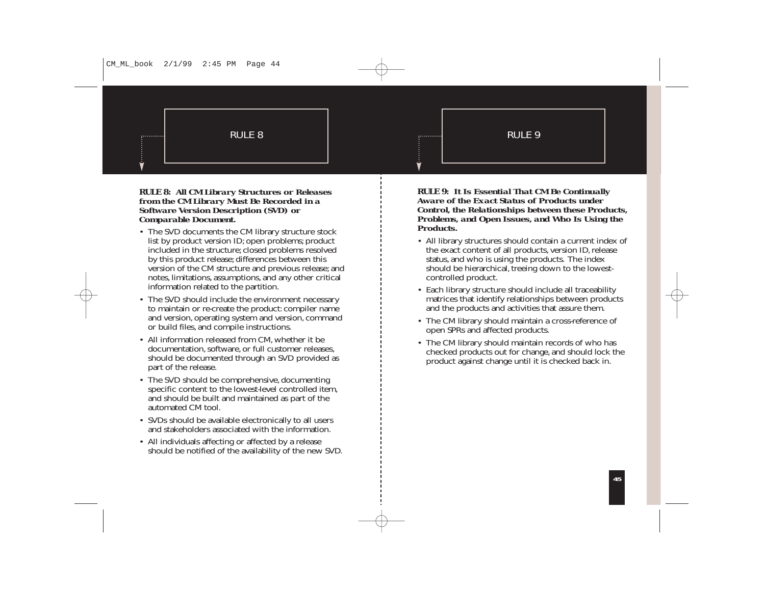RULE 8

RULE 9

**RULE 8: All CM Library Structures or Releases from the CM Library Must Be Recorded in a Software Version Description (SVD) or Comparable Document.**

- The SVD documents the CM library structure stock list by product version ID; open problems; product included in the structure; closed problems resolved by this product release; differences between this version of the CM structure and previous release; and notes, limitations, assumptions, and any other critical information related to the partition.
- The SVD should include the environment necessary to maintain or re-create the product: compiler name and version, operating system and version, command or build files, and compile instructions.
- All information released from CM, whether it be documentation, software, or full customer releases, should be documented through an SVD provided as part of the release.
- The SVD should be comprehensive, documenting specific content to the lowest-level controlled item, and should be built and maintained as part of the automated CM tool.
- SVDs should be available electronically to all users and stakeholders associated with the information.
- All individuals affecting or affected by a release should be notified of the availability of the new SVD.

**RULE 9: It Is Essential That CM Be Continually Aware of the Exact Status of Products under Control, the Relationships between these Products, Problems, and Open Issues, and Who Is Using the Products.**

- All library structures should contain a current index of the exact content of all products, version ID, release status, and who is using the products. The index should be hierarchical, treeing down to the lowest-controlled product.
- Each library structure should include all traceability matrices that identify relationships between products and the products and activities that assure them.
- The CM library should maintain a cross-reference of open SPRs and affected products.
- The CM library should maintain records of who has checked products out for change, and should lock the product against change until it is checked back in.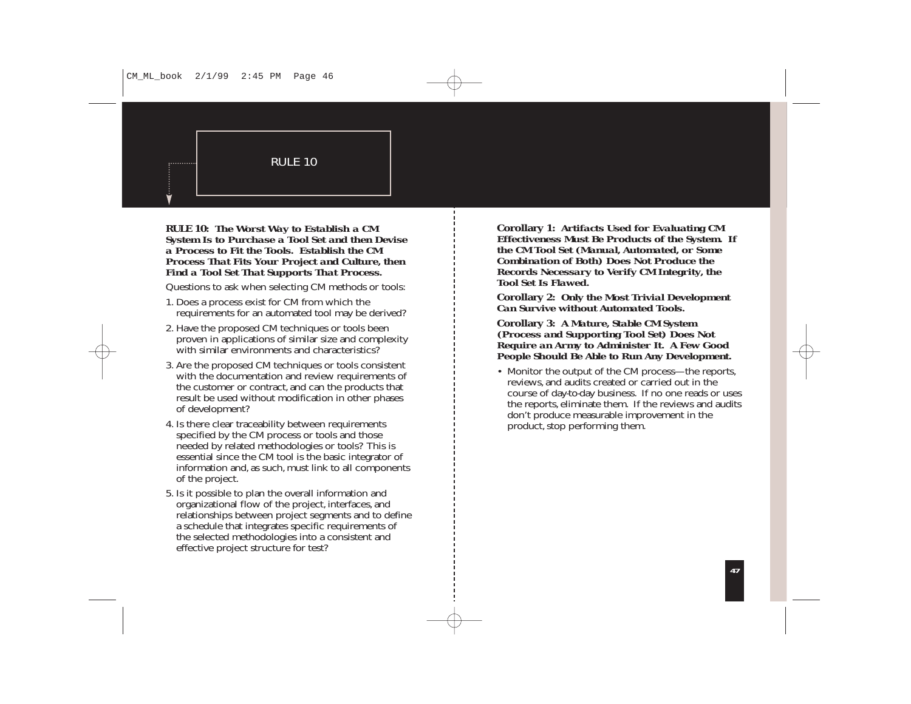# RULE 10

***RULE 10: The Worst Way to Establish a CM System Is to Purchase a Tool Set and then Devise a Process to Fit the Tools. Establish the CM Process That Fits Your Project and Culture, then Find a Tool Set That Supports That Process.***

Questions to ask when selecting CM methods or tools:

1. Does a process exist for CM from which the requirements for an automated tool may be derived?
2. Have the proposed CM techniques or tools been proven in applications of similar size and complexity with similar environments and characteristics?
3. Are the proposed CM techniques or tools consistent with the documentation and review requirements of the customer or contract, and can the products that result be used without modification in other phases of development?
4. Is there clear traceability between requirements specified by the CM process or tools and those needed by related methodologies or tools? This is essential since the CM tool is the basic integrator of information and, as such, must link to all components of the project.
5. Is it possible to plan the overall information and organizational flow of the project, interfaces, and relationships between project segments and to define a schedule that integrates specific requirements of the selected methodologies into a consistent and effective project structure for test?

***Corollary 1: Artifacts Used for Evaluating CM Effectiveness Must Be Products of the System. If the CM Tool Set (Manual, Automated, or Some Combination of Both) Does Not Produce the Records Necessary to Verify CM Integrity, the Tool Set Is Flawed.***

***Corollary 2: Only the Most Trivial Development Can Survive without Automated Tools.***

***Corollary 3: A Mature, Stable CM System (Process and Supporting Tool Set) Does Not Require an Army to Administer It. A Few Good People Should Be Able to Run Any Development.***

- Monitor the output of the CM process—the reports, reviews, and audits created or carried out in the course of day-to-day business. If no one reads or uses the reports, eliminate them. If the reviews and audits don't produce measurable improvement in the product, stop performing them.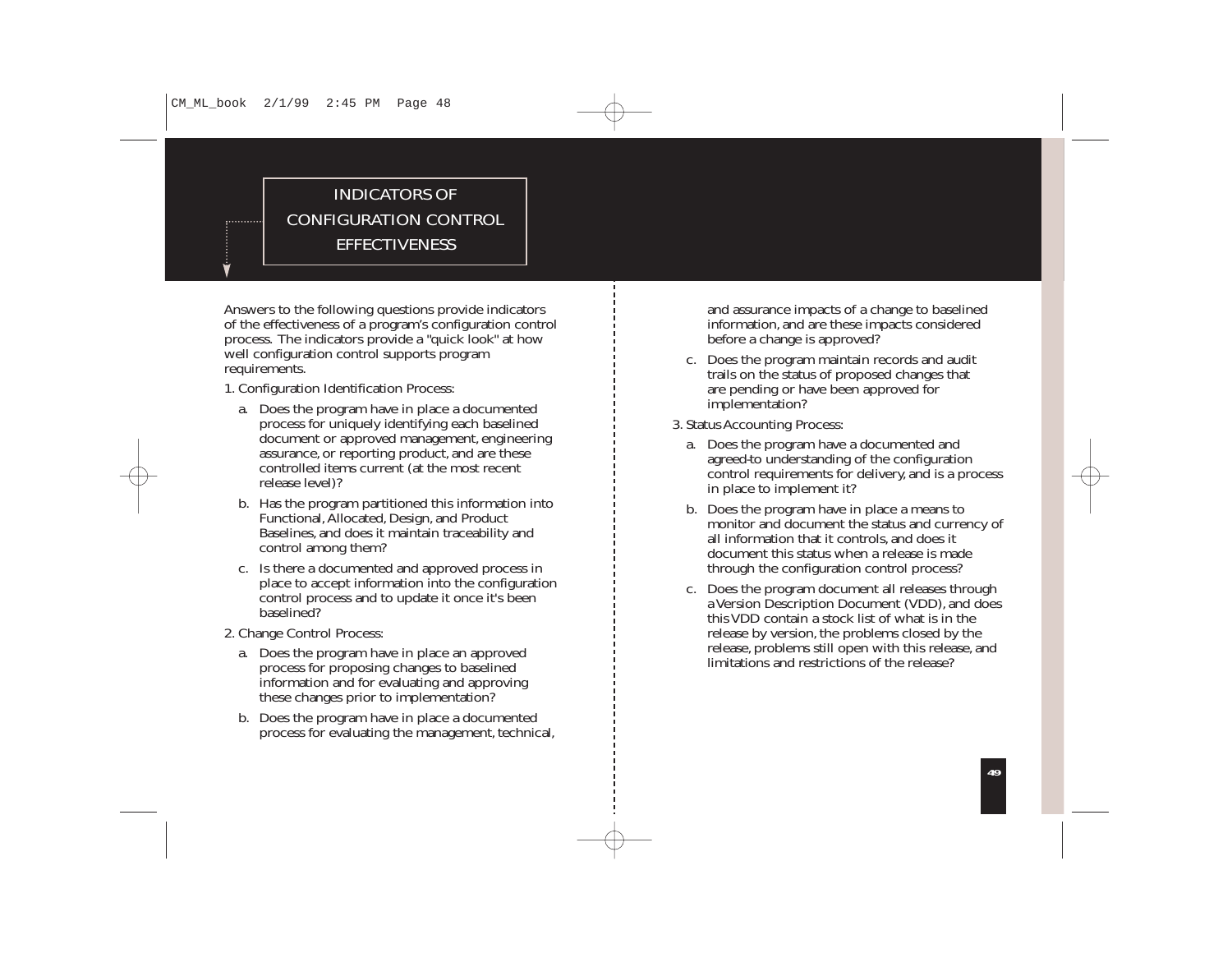# INDICATORS OF CONFIGURATION CONTROL EFFECTIVENESS

Answers to the following questions provide indicators of the effectiveness of a program's configuration control process. The indicators provide a "quick look" at how well configuration control supports program requirements.

1. Configuration Identification Process:
   a. Does the program have in place a documented process for uniquely identifying each baselined document or approved management, engineering assurance, or reporting product, and are these controlled items current (at the most recent release level)?
   b. Has the program partitioned this information into Functional, Allocated, Design, and Product Baselines, and does it maintain traceability and control among them?
   c. Is there a documented and approved process in place to accept information into the configuration control process and to update it once it's been baselined?

2. Change Control Process:
   a. Does the program have in place an approved process for proposing changes to baselined information and for evaluating and approving these changes prior to implementation?
   b. Does the program have in place a documented process for evaluating the management, technical, and assurance impacts of a change to baselined information, and are these impacts considered before a change is approved?
   c. Does the program maintain records and audit trails on the status of proposed changes that are pending or have been approved for implementation?

3. Status Accounting Process:
   a. Does the program have a documented and agreed-to understanding of the configuration control requirements for delivery, and is a process in place to implement it?
   b. Does the program have in place a means to monitor and document the status and currency of all information that it controls, and does it document this status when a release is made through the configuration control process?
   c. Does the program document all releases through a Version Description Document (VDD), and does this VDD contain a stock list of what is in the release by version, the problems closed by the release, problems still open with this release, and limitations and restrictions of the release?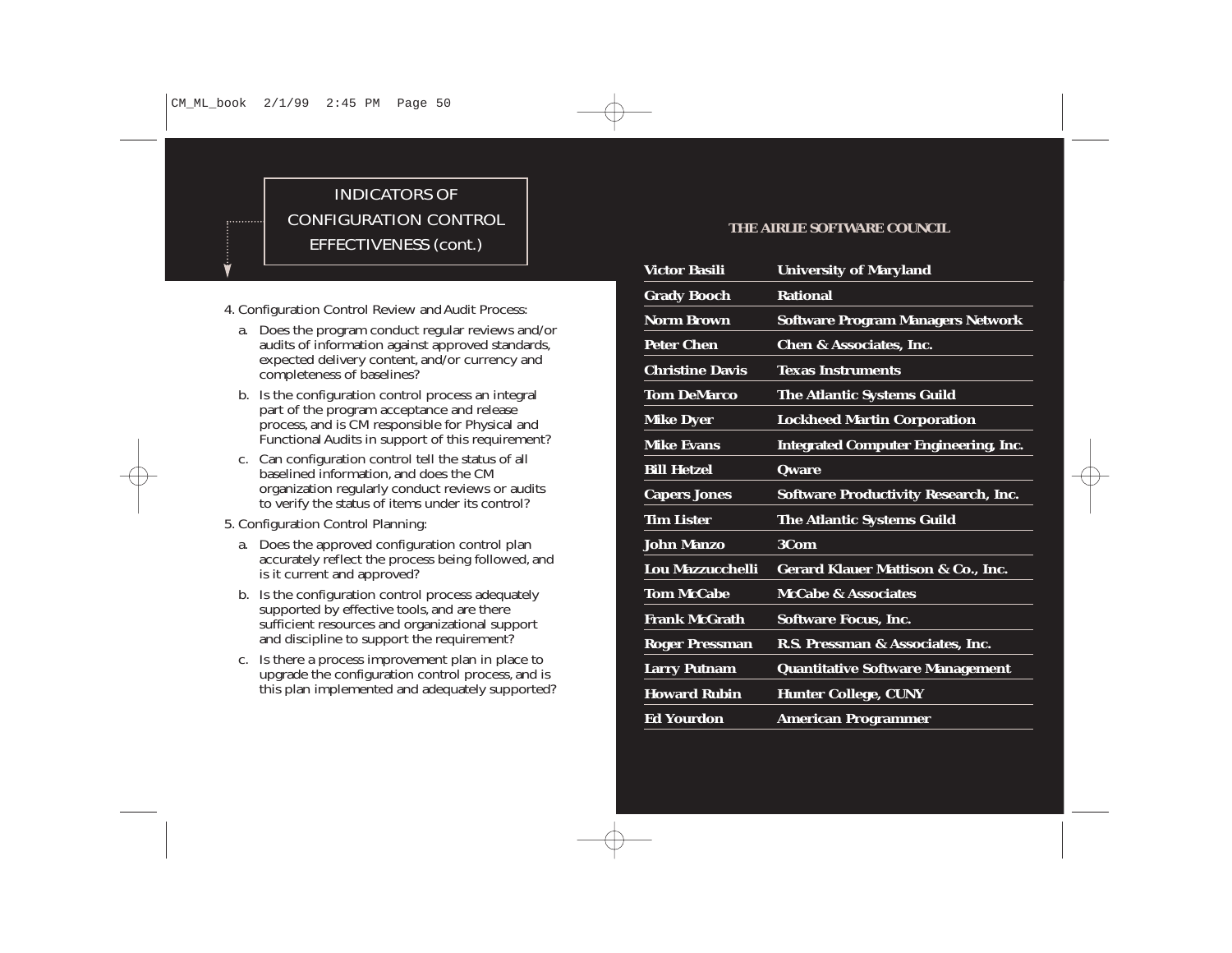## INDICATORS OF CONFIGURATION CONTROL EFFECTIVENESS (cont.)

4. Configuration Control Review and Audit Process:
   a. Does the program conduct regular reviews and/or audits of information against approved standards, expected delivery content, and/or currency and completeness of baselines?
   b. Is the configuration control process an integral part of the program acceptance and release process, and is CM responsible for Physical and Functional Audits in support of this requirement?
   c. Can configuration control tell the status of all baselined information, and does the CM organization regularly conduct reviews or audits to verify the status of items under its control?

5. Configuration Control Planning:
   a. Does the approved configuration control plan accurately reflect the process being followed, and is it current and approved?
   b. Is the configuration control process adequately supported by effective tools, and are there sufficient resources and organizational support and discipline to support the requirement?
   c. Is there a process improvement plan in place to upgrade the configuration control process, and is this plan implemented and adequately supported?

## THE AIRLIE SOFTWARE COUNCIL

| | |
|---|---|
| **Victor Basili** | **University of Maryland** |
| **Grady Booch** | **Rational** |
| **Norm Brown** | **Software Program Managers Network** |
| **Peter Chen** | **Chen & Associates, Inc.** |
| **Christine Davis** | **Texas Instruments** |
| **Tom DeMarco** | **The Atlantic Systems Guild** |
| **Mike Dyer** | **Lockheed Martin Corporation** |
| **Mike Evans** | **Integrated Computer Engineering, Inc.** |
| **Bill Hetzel** | **Qware** |
| **Capers Jones** | **Software Productivity Research, Inc.** |
| **Tim Lister** | **The Atlantic Systems Guild** |
| **John Manzo** | **3Com** |
| **Lou Mazzucchelli** | **Gerard Klauer Mattison & Co., Inc.** |
| **Tom McCabe** | **McCabe & Associates** |
| **Frank McGrath** | **Software Focus, Inc.** |
| **Roger Pressman** | **R.S. Pressman & Associates, Inc.** |
| **Larry Putnam** | **Quantitative Software Management** |
| **Howard Rubin** | **Hunter College, CUNY** |
| **Ed Yourdon** | **American Programmer** |